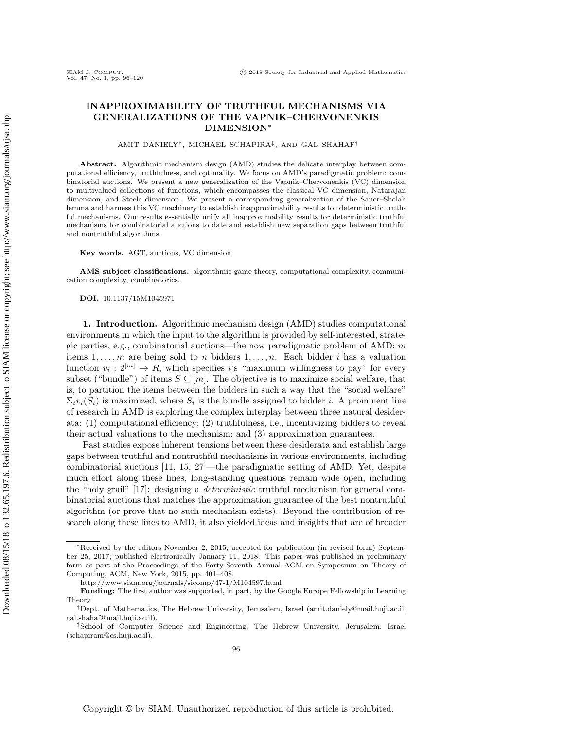# INAPPROXIMABILITY OF TRUTHFUL MECHANISMS VIA GENERALIZATIONS OF THE VAPNIK–CHERVONENKIS DIMENSION*

AMIT DANIELY†, MICHAEL SCHAPIRA‡, AND GAL SHAHAF†

**Abstract.** Algorithmic mechanism design (AMD) studies the delicate interplay between computational efficiency, truthfulness, and optimality. We focus on AMD's paradigmatic problem: combinatorial auctions. We present a new generalization of the Vapnik–Chervonenkis (VC) dimension to multivalued collections of functions, which encompasses the classical VC dimension, Natarajan dimension, and Steele dimension. We present a corresponding generalization of the Sauer–Shelah lemma and harness this VC machinery to establish inapproximability results for deterministic truthful mechanisms. Our results essentially unify all inapproximability results for deterministic truthful mechanisms for combinatorial auctions to date and establish new separation gaps between truthful and nontruthful algorithms.

**Key words.** AGT, auctions, VC dimension

**AMS subject classifications.** algorithmic game theory, computational complexity, communication complexity, combinatorics.

**DOI.** 10.1137/15M1045971

## 1. Introduction.

Algorithmic mechanism design (AMD) studies computational environments in which the input to the algorithm is provided by self-interested, strategic parties, e.g., combinatorial auctions—the now paradigmatic problem of AMD: $m$ items $1, \ldots, m$ are being sold to $n$ bidders $1, \ldots, n$. Each bidder $i$ has a valuation function $v_i : 2^{[m]} \to R$, which specifies $i$'s "maximum willingness to pay" for every subset ("bundle") of items $S \subseteq [m]$. The objective is to maximize social welfare, that is, to partition the items between the bidders in such a way that the "social welfare" $\Sigma_i v_i(S_i)$ is maximized, where $S_i$ is the bundle assigned to bidder $i$. A prominent line of research in AMD is exploring the complex interplay between three natural desiderata: (1) computational efficiency; (2) truthfulness, i.e., incentivizing bidders to reveal their actual valuations to the mechanism; and (3) approximation guarantees.

Past studies expose inherent tensions between these desiderata and establish large gaps between truthful and nontruthful mechanisms in various environments, including combinatorial auctions [11, 15, 27]—the paradigmatic setting of AMD. Yet, despite much effort along these lines, long-standing questions remain wide open, including the "holy grail" [17]: designing a *deterministic* truthful mechanism for general combinatorial auctions that matches the approximation guarantee of the best nontruthful algorithm (or prove that no such mechanism exists). Beyond the contribution of research along these lines to AMD, it also yielded ideas and insights that are of broader

---

*Received by the editors November 2, 2015; accepted for publication (in revised form) September 25, 2017; published electronically January 11, 2018. This paper was published in preliminary form as part of the Proceedings of the Forty-Seventh Annual ACM on Symposium on Theory of Computing, ACM, New York, 2015, pp. 401–408.

http://www.siam.org/journals/sicomp/47-1/M104597.html

**Funding:** The first author was supported, in part, by the Google Europe Fellowship in Learning Theory.

†Dept. of Mathematics, The Hebrew University, Jerusalem, Israel (amit.daniely@mail.huji.ac.il, gal.shahaf@mail.huji.ac.il).

‡School of Computer Science and Engineering, The Hebrew University, Jerusalem, Israel (schapiram@cs.huji.ac.il).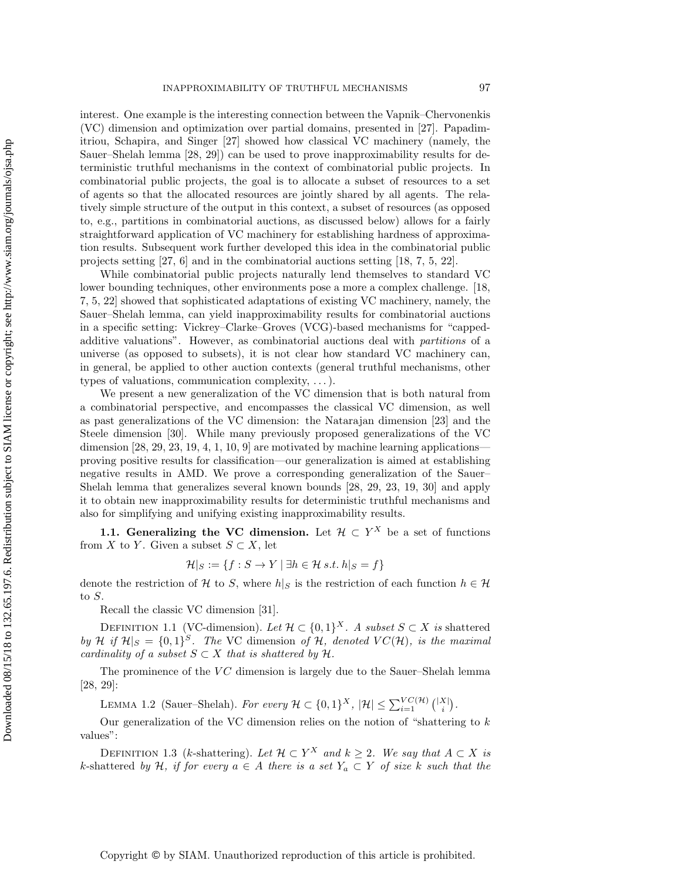interest. One example is the interesting connection between the Vapnik–Chervonenkis (VC) dimension and optimization over partial domains, presented in [27]. Papadimitriou, Schapira, and Singer [27] showed how classical VC machinery (namely, the Sauer–Shelah lemma [28, 29]) can be used to prove inapproximability results for deterministic truthful mechanisms in the context of combinatorial public projects. In combinatorial public projects, the goal is to allocate a subset of resources to a set of agents so that the allocated resources are jointly shared by all agents. The relatively simple structure of the output in this context, a subset of resources (as opposed to, e.g., partitions in combinatorial auctions, as discussed below) allows for a fairly straightforward application of VC machinery for establishing hardness of approximation results. Subsequent work further developed this idea in the combinatorial public projects setting [27, 6] and in the combinatorial auctions setting [18, 7, 5, 22].

While combinatorial public projects naturally lend themselves to standard VC lower bounding techniques, other environments pose a more a complex challenge. [18, 7, 5, 22] showed that sophisticated adaptations of existing VC machinery, namely, the Sauer–Shelah lemma, can yield inapproximability results for combinatorial auctions in a specific setting: Vickrey–Clarke–Groves (VCG)-based mechanisms for "capped-additive valuations". However, as combinatorial auctions deal with *partitions* of a universe (as opposed to subsets), it is not clear how standard VC machinery can, in general, be applied to other auction contexts (general truthful mechanisms, other types of valuations, communication complexity, ...).

We present a new generalization of the VC dimension that is both natural from a combinatorial perspective, and encompasses the classical VC dimension, as well as past generalizations of the VC dimension: the Natarajan dimension [23] and the Steele dimension [30]. While many previously proposed generalizations of the VC dimension [28, 29, 23, 19, 4, 1, 10, 9] are motivated by machine learning applications—proving positive results for classification—our generalization is aimed at establishing negative results in AMD. We prove a corresponding generalization of the Sauer–Shelah lemma that generalizes several known bounds [28, 29, 23, 19, 30] and apply it to obtain new inapproximability results for deterministic truthful mechanisms and also for simplifying and unifying existing inapproximability results.

**1.1. Generalizing the VC dimension.** Let $\mathcal{H} \subset Y^X$ be a set of functions from $X$ to $Y$. Given a subset $S \subset X$, let

$$\mathcal{H}|_S := \{f : S \to Y \mid \exists h \in \mathcal{H} \; s.t. \; h|_S = f\}$$

denote the restriction of $\mathcal{H}$ to $S$, where $h|_S$ is the restriction of each function $h \in \mathcal{H}$ to $S$.

Recall the classic VC dimension [31].

DEFINITION 1.1 (VC-dimension). *Let $\mathcal{H} \subset \{0,1\}^X$. A subset $S \subset X$ is* shattered *by $\mathcal{H}$ if $\mathcal{H}|_S = \{0,1\}^S$. The* VC dimension *of $\mathcal{H}$, denoted $VC(\mathcal{H})$, is the maximal cardinality of a subset $S \subset X$ that is shattered by $\mathcal{H}$.*

The prominence of the $VC$ dimension is largely due to the Sauer–Shelah lemma [28, 29]:

LEMMA 1.2 (Sauer–Shelah). *For every $\mathcal{H} \subset \{0,1\}^X$, $|\mathcal{H}| \leq \sum_{i=1}^{VC(\mathcal{H})} \binom{|X|}{i}$.*

Our generalization of the VC dimension relies on the notion of "shattering to $k$ values":

DEFINITION 1.3 ($k$-shattering). *Let $\mathcal{H} \subset Y^X$ and $k \geq 2$. We say that $A \subset X$ is* $k$-shattered *by $\mathcal{H}$, if for every $a \in A$ there is a set $Y_a \subset Y$ of size $k$ such that the*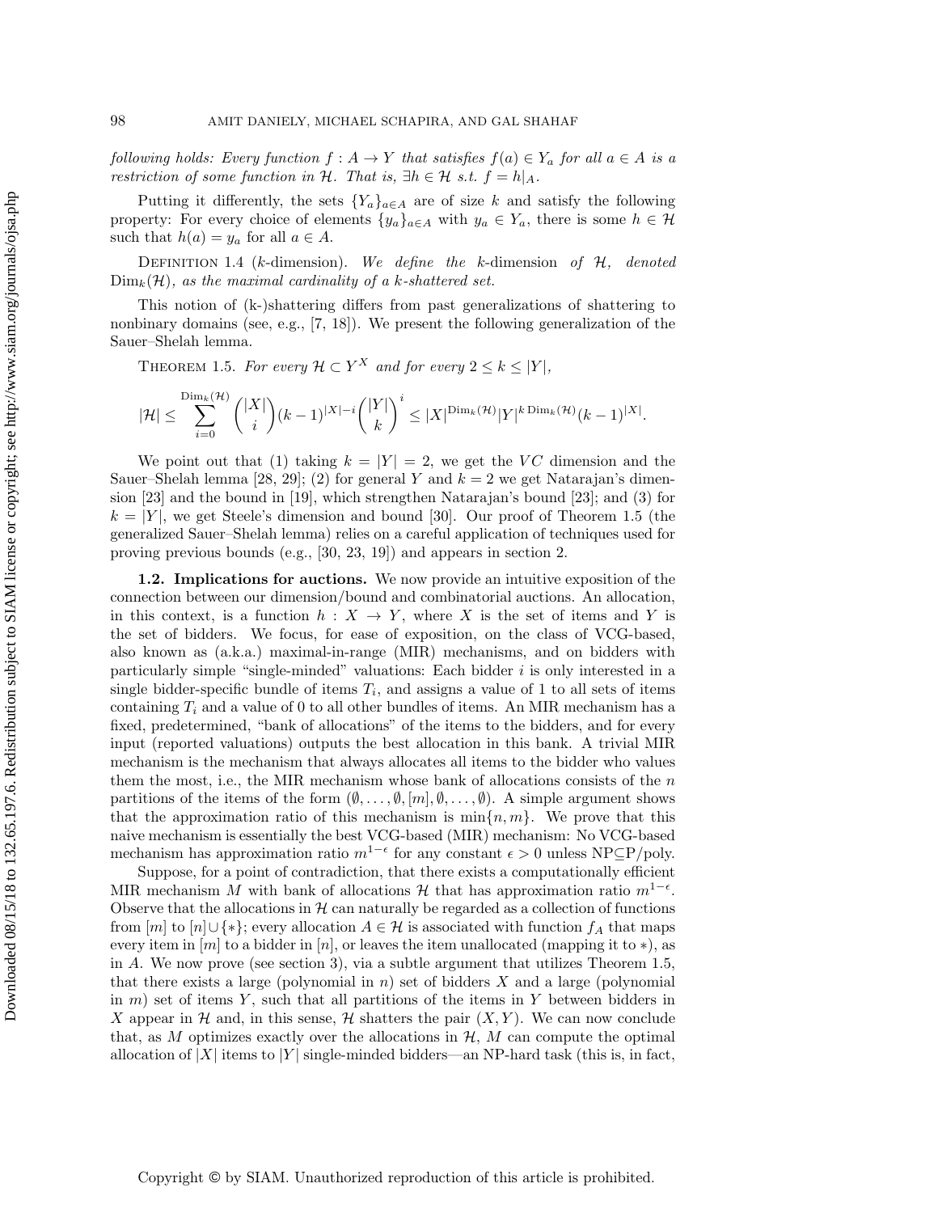*following holds: Every function $f : A \to Y$ that satisfies $f(a) \in Y_a$ for all $a \in A$ is a restriction of some function in $\mathcal{H}$. That is, $\exists h \in \mathcal{H}$ s.t. $f = h|_A$.*

Putting it differently, the sets $\{Y_a\}_{a \in A}$ are of size $k$ and satisfy the following property: For every choice of elements $\{y_a\}_{a \in A}$ with $y_a \in Y_a$, there is some $h \in \mathcal{H}$ such that $h(a) = y_a$ for all $a \in A$.

Definition 1.4 ($k$-dimension). *We define the* $k$-dimension *of $\mathcal{H}$, denoted $\mathrm{Dim}_k(\mathcal{H})$, as the maximal cardinality of a $k$-shattered set.*

This notion of (k-)shattering differs from past generalizations of shattering to nonbinary domains (see, e.g., [7, 18]). We present the following generalization of the Sauer–Shelah lemma.

Theorem 1.5. *For every $\mathcal{H} \subset Y^X$ and for every $2 \le k \le |Y|$,*

$$|\mathcal{H}| \le \sum_{i=0}^{\mathrm{Dim}_k(\mathcal{H})} \binom{|X|}{i} (k-1)^{|X|-i} \binom{|Y|}{k}^i \le |X|^{\mathrm{Dim}_k(\mathcal{H})} |Y|^{k\,\mathrm{Dim}_k(\mathcal{H})} (k-1)^{|X|}.$$

We point out that (1) taking $k = |Y| = 2$, we get the $VC$ dimension and the Sauer–Shelah lemma [28, 29]; (2) for general $Y$ and $k = 2$ we get Natarajan's dimension [23] and the bound in [19], which strengthen Natarajan's bound [23]; and (3) for $k = |Y|$, we get Steele's dimension and bound [30]. Our proof of Theorem 1.5 (the generalized Sauer–Shelah lemma) relies on a careful application of techniques used for proving previous bounds (e.g., [30, 23, 19]) and appears in section 2.

**1.2. Implications for auctions.** We now provide an intuitive exposition of the connection between our dimension/bound and combinatorial auctions. An allocation, in this context, is a function $h : X \to Y$, where $X$ is the set of items and $Y$ is the set of bidders. We focus, for ease of exposition, on the class of VCG-based, also known as (a.k.a.) maximal-in-range (MIR) mechanisms, and on bidders with particularly simple "single-minded" valuations: Each bidder $i$ is only interested in a single bidder-specific bundle of items $T_i$, and assigns a value of 1 to all sets of items containing $T_i$ and a value of 0 to all other bundles of items. An MIR mechanism has a fixed, predetermined, "bank of allocations" of the items to the bidders, and for every input (reported valuations) outputs the best allocation in this bank. A trivial MIR mechanism is the mechanism that always allocates all items to the bidder who values them the most, i.e., the MIR mechanism whose bank of allocations consists of the $n$ partitions of the items of the form $(\emptyset, \ldots, \emptyset, [m], \emptyset, \ldots, \emptyset)$. A simple argument shows that the approximation ratio of this mechanism is $\min\{n, m\}$. We prove that this naive mechanism is essentially the best VCG-based (MIR) mechanism: No VCG-based mechanism has approximation ratio $m^{1-\epsilon}$ for any constant $\epsilon > 0$ unless NP$\subseteq$P/poly.

Suppose, for a point of contradiction, that there exists a computationally efficient MIR mechanism $M$ with bank of allocations $\mathcal{H}$ that has approximation ratio $m^{1-\epsilon}$. Observe that the allocations in $\mathcal{H}$ can naturally be regarded as a collection of functions from $[m]$ to $[n] \cup \{*\}$; every allocation $A \in \mathcal{H}$ is associated with function $f_A$ that maps every item in $[m]$ to a bidder in $[n]$, or leaves the item unallocated (mapping it to $*$), as in $A$. We now prove (see section 3), via a subtle argument that utilizes Theorem 1.5, that there exists a large (polynomial in $n$) set of bidders $X$ and a large (polynomial in $m$) set of items $Y$, such that all partitions of the items in $Y$ between bidders in $X$ appear in $\mathcal{H}$ and, in this sense, $\mathcal{H}$ shatters the pair $(X, Y)$. We can now conclude that, as $M$ optimizes exactly over the allocations in $\mathcal{H}$, $M$ can compute the optimal allocation of $|X|$ items to $|Y|$ single-minded bidders—an NP-hard task (this is, in fact,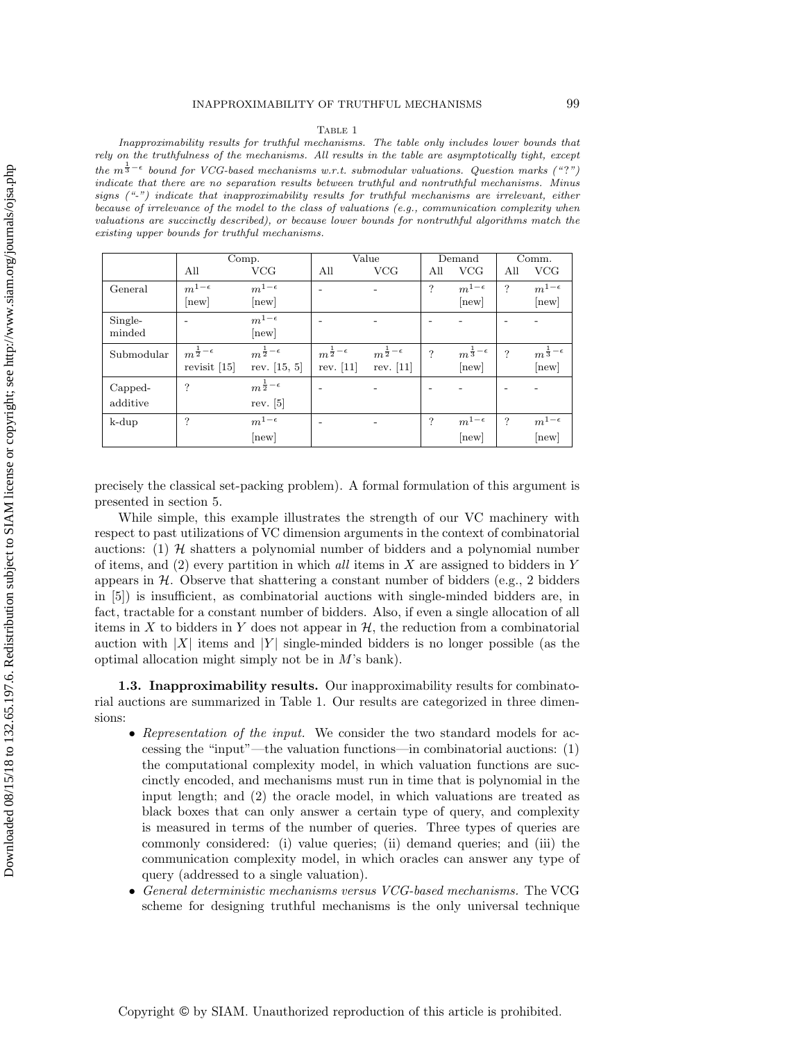Table 1

*Inapproximability results for truthful mechanisms. The table only includes lower bounds that rely on the truthfulness of the mechanisms. All results in the table are asymptotically tight, except the $m^{\frac{1}{3}-\epsilon}$ bound for VCG-based mechanisms w.r.t. submodular valuations. Question marks ("?") indicate that there are no separation results between truthful and nontruthful mechanisms. Minus signs ("-") indicate that inapproximability results for truthful mechanisms are irrelevant, either because of irrelevance of the model to the class of valuations (e.g., communication complexity when valuations are succinctly described), or because lower bounds for nontruthful algorithms match the existing upper bounds for truthful mechanisms.*

| | Comp. | | Value | | Demand | | Comm. | |
|---|---|---|---|---|---|---|---|---|
| | All | VCG | All | VCG | All | VCG | All | VCG |
| General | $m^{1-\epsilon}$ [new] | $m^{1-\epsilon}$ [new] | - | - | ? | $m^{1-\epsilon}$ [new] | ? | $m^{1-\epsilon}$ [new] |
| Single-minded | - | $m^{1-\epsilon}$ [new] | - | - | - | - | - | - |
| Submodular | $m^{\frac{1}{2}-\epsilon}$ revisit [15] | $m^{\frac{1}{2}-\epsilon}$ rev. [15, 5] | $m^{\frac{1}{2}-\epsilon}$ rev. [11] | $m^{\frac{1}{2}-\epsilon}$ rev. [11] | ? | $m^{\frac{1}{3}-\epsilon}$ [new] | ? | $m^{\frac{1}{3}-\epsilon}$ [new] |
| Capped-additive | ? | $m^{\frac{1}{2}-\epsilon}$ rev. [5] | - | - | - | - | - | - |
| k-dup | ? | $m^{1-\epsilon}$ [new] | - | - | ? | $m^{1-\epsilon}$ [new] | ? | $m^{1-\epsilon}$ [new] |

precisely the classical set-packing problem). A formal formulation of this argument is presented in section 5.

While simple, this example illustrates the strength of our VC machinery with respect to past utilizations of VC dimension arguments in the context of combinatorial auctions: (1) $\mathcal{H}$ shatters a polynomial number of bidders and a polynomial number of items, and (2) every partition in which *all* items in $X$ are assigned to bidders in $Y$ appears in $\mathcal{H}$. Observe that shattering a constant number of bidders (e.g., 2 bidders in [5]) is insufficient, as combinatorial auctions with single-minded bidders are, in fact, tractable for a constant number of bidders. Also, if even a single allocation of all items in $X$ to bidders in $Y$ does not appear in $\mathcal{H}$, the reduction from a combinatorial auction with $|X|$ items and $|Y|$ single-minded bidders is no longer possible (as the optimal allocation might simply not be in $M$'s bank).

**1.3. Inapproximability results.** Our inapproximability results for combinatorial auctions are summarized in Table 1. Our results are categorized in three dimensions:

- *Representation of the input.* We consider the two standard models for accessing the "input"—the valuation functions—in combinatorial auctions: (1) the computational complexity model, in which valuation functions are succinctly encoded, and mechanisms must run in time that is polynomial in the input length; and (2) the oracle model, in which valuations are treated as black boxes that can only answer a certain type of query, and complexity is measured in terms of the number of queries. Three types of queries are commonly considered: (i) value queries; (ii) demand queries; and (iii) the communication complexity model, in which oracles can answer any type of query (addressed to a single valuation).
- *General deterministic mechanisms versus VCG-based mechanisms.* The VCG scheme for designing truthful mechanisms is the only universal technique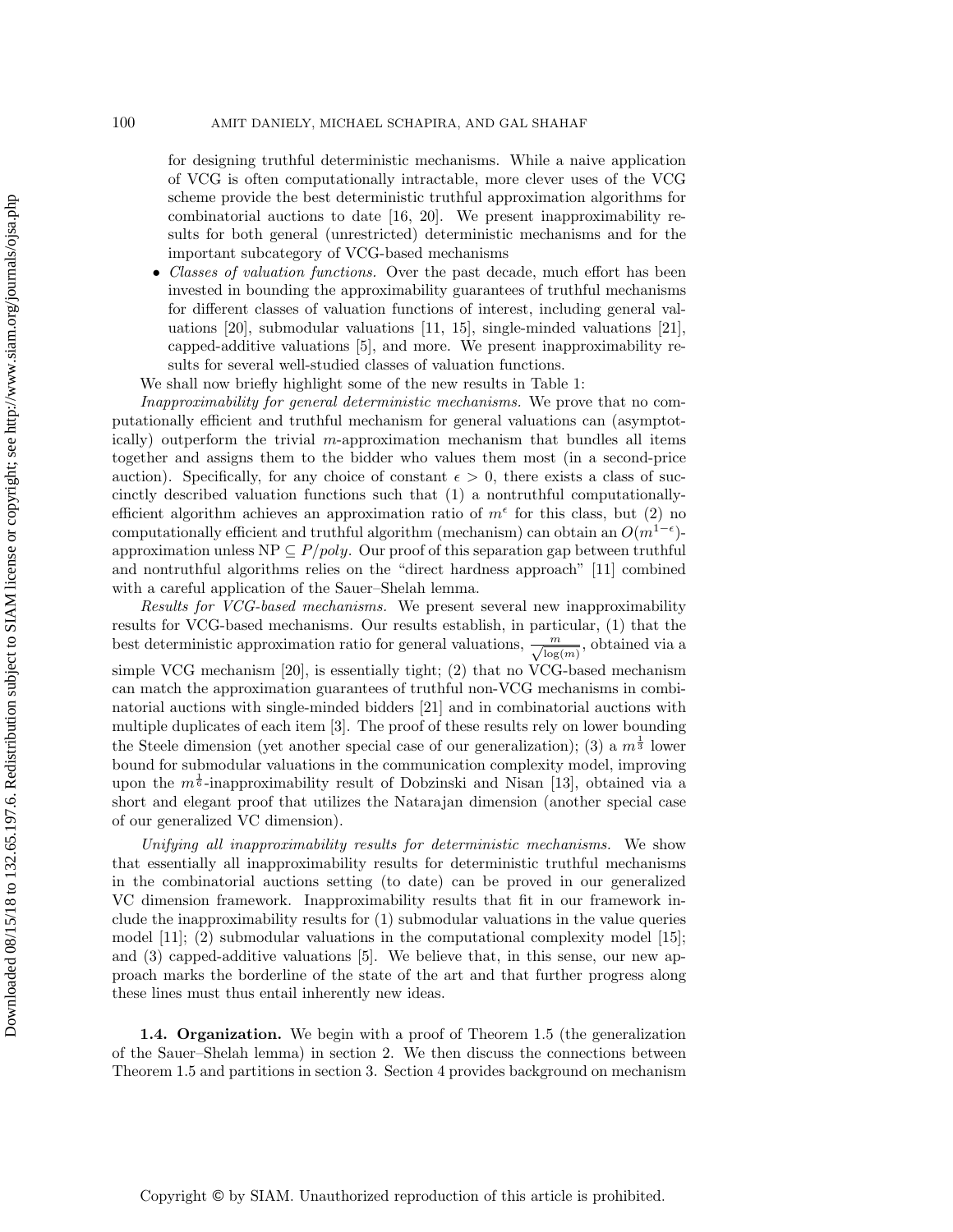for designing truthful deterministic mechanisms. While a naive application of VCG is often computationally intractable, more clever uses of the VCG scheme provide the best deterministic truthful approximation algorithms for combinatorial auctions to date [16, 20]. We present inapproximability results for both general (unrestricted) deterministic mechanisms and for the important subcategory of VCG-based mechanisms

- *Classes of valuation functions.* Over the past decade, much effort has been invested in bounding the approximability guarantees of truthful mechanisms for different classes of valuation functions of interest, including general valuations [20], submodular valuations [11, 15], single-minded valuations [21], capped-additive valuations [5], and more. We present inapproximability results for several well-studied classes of valuation functions.

We shall now briefly highlight some of the new results in Table 1:

*Inapproximability for general deterministic mechanisms.* We prove that no computationally efficient and truthful mechanism for general valuations can (asymptotically) outperform the trivial $m$-approximation mechanism that bundles all items together and assigns them to the bidder who values them most (in a second-price auction). Specifically, for any choice of constant $\epsilon > 0$, there exists a class of succinctly described valuation functions such that (1) a nontruthful computationally-efficient algorithm achieves an approximation ratio of $m^\epsilon$ for this class, but (2) no computationally efficient and truthful algorithm (mechanism) can obtain an $O(m^{1-\epsilon})$-approximation unless NP $\subseteq P/poly$. Our proof of this separation gap between truthful and nontruthful algorithms relies on the "direct hardness approach" [11] combined with a careful application of the Sauer–Shelah lemma.

*Results for VCG-based mechanisms.* We present several new inapproximability results for VCG-based mechanisms. Our results establish, in particular, (1) that the best deterministic approximation ratio for general valuations, $\frac{m}{\sqrt{\log(m)}}$, obtained via a simple VCG mechanism [20], is essentially tight; (2) that no VCG-based mechanism can match the approximation guarantees of truthful non-VCG mechanisms in combinatorial auctions with single-minded bidders [21] and in combinatorial auctions with multiple duplicates of each item [3]. The proof of these results rely on lower bounding the Steele dimension (yet another special case of our generalization); (3) a $m^{\frac{1}{3}}$ lower bound for submodular valuations in the communication complexity model, improving upon the $m^{\frac{1}{6}}$-inapproximability result of Dobzinski and Nisan [13], obtained via a short and elegant proof that utilizes the Natarajan dimension (another special case of our generalized VC dimension).

*Unifying all inapproximability results for deterministic mechanisms.* We show that essentially all inapproximability results for deterministic truthful mechanisms in the combinatorial auctions setting (to date) can be proved in our generalized VC dimension framework. Inapproximability results that fit in our framework include the inapproximability results for (1) submodular valuations in the value queries model [11]; (2) submodular valuations in the computational complexity model [15]; and (3) capped-additive valuations [5]. We believe that, in this sense, our new approach marks the borderline of the state of the art and that further progress along these lines must thus entail inherently new ideas.

**1.4. Organization.** We begin with a proof of Theorem 1.5 (the generalization of the Sauer–Shelah lemma) in section 2. We then discuss the connections between Theorem 1.5 and partitions in section 3. Section 4 provides background on mechanism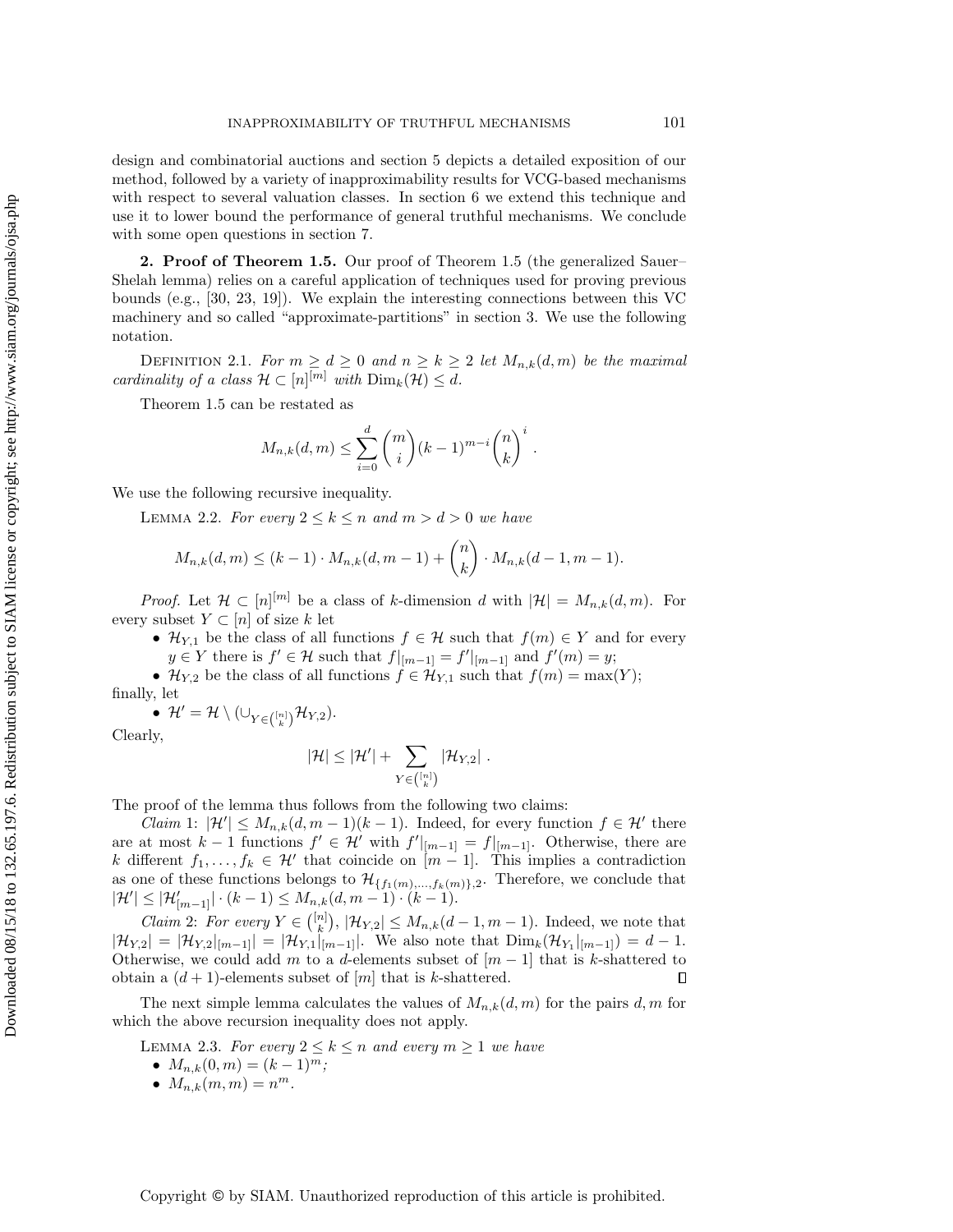design and combinatorial auctions and section 5 depicts a detailed exposition of our method, followed by a variety of inapproximability results for VCG-based mechanisms with respect to several valuation classes. In section 6 we extend this technique and use it to lower bound the performance of general truthful mechanisms. We conclude with some open questions in section 7.

## 2. Proof of Theorem 1.5.

Our proof of Theorem 1.5 (the generalized Sauer–Shelah lemma) relies on a careful application of techniques used for proving previous bounds (e.g., [30, 23, 19]). We explain the interesting connections between this VC machinery and so called "approximate-partitions" in section 3. We use the following notation.

Definition 2.1. *For $m \geq d \geq 0$ and $n \geq k \geq 2$ let $M_{n,k}(d,m)$ be the maximal cardinality of a class $\mathcal{H} \subset [n]^{[m]}$ with $\mathrm{Dim}_k(\mathcal{H}) \leq d$.*

Theorem 1.5 can be restated as

$$M_{n,k}(d,m) \leq \sum_{i=0}^{d} \binom{m}{i} (k-1)^{m-i} \binom{n}{k}^i .$$

We use the following recursive inequality.

Lemma 2.2. *For every $2 \leq k \leq n$ and $m > d > 0$ we have*

$$M_{n,k}(d,m) \leq (k-1) \cdot M_{n,k}(d,m-1) + \binom{n}{k} \cdot M_{n,k}(d-1,m-1).$$

*Proof.* Let $\mathcal{H} \subset [n]^{[m]}$ be a class of $k$-dimension $d$ with $|\mathcal{H}| = M_{n,k}(d,m)$. For every subset $Y \subset [n]$ of size $k$ let

- $\mathcal{H}_{Y,1}$ be the class of all functions $f \in \mathcal{H}$ such that $f(m) \in Y$ and for every $y \in Y$ there is $f' \in \mathcal{H}$ such that $f|_{[m-1]} = f'|_{[m-1]}$ and $f'(m) = y$;
- $\mathcal{H}_{Y,2}$ be the class of all functions $f \in \mathcal{H}_{Y,1}$ such that $f(m) = \max(Y)$;

finally, let

- $\mathcal{H}' = \mathcal{H} \setminus (\cup_{Y \in \binom{[n]}{k}} \mathcal{H}_{Y,2})$.

Clearly,

$$|\mathcal{H}| \leq |\mathcal{H}'| + \sum_{Y \in \binom{[n]}{k}} |\mathcal{H}_{Y,2}| .$$

The proof of the lemma thus follows from the following two claims:

*Claim* 1: $|\mathcal{H}'| \leq M_{n,k}(d,m-1)(k-1)$. Indeed, for every function $f \in \mathcal{H}'$ there are at most $k-1$ functions $f' \in \mathcal{H}'$ with $f'|_{[m-1]} = f|_{[m-1]}$. Otherwise, there are $k$ different $f_1, \ldots, f_k \in \mathcal{H}'$ that coincide on $[m-1]$. This implies a contradiction as one of these functions belongs to $\mathcal{H}_{\{f_1(m),\ldots,f_k(m)\},2}$. Therefore, we conclude that $|\mathcal{H}'| \leq |\mathcal{H}'_{[m-1]}| \cdot (k-1) \leq M_{n,k}(d,m-1) \cdot (k-1)$.

*Claim* 2: *For every $Y \in \binom{[n]}{k}$, $|\mathcal{H}_{Y,2}| \leq M_{n,k}(d-1,m-1)$.* Indeed, we note that $|\mathcal{H}_{Y,2}| = |\mathcal{H}_{Y,2}|_{[m-1]}| = |\mathcal{H}_{Y,1}|_{[m-1]}|$. We also note that $\mathrm{Dim}_k(\mathcal{H}_{Y_1}|_{[m-1]}) = d-1$. Otherwise, we could add $m$ to a $d$-elements subset of $[m-1]$ that is $k$-shattered to obtain a $(d+1)$-elements subset of $[m]$ that is $k$-shattered. ∎

The next simple lemma calculates the values of $M_{n,k}(d,m)$ for the pairs $d,m$ for which the above recursion inequality does not apply.

Lemma 2.3. *For every $2 \leq k \leq n$ and every $m \geq 1$ we have*

- $M_{n,k}(0,m) = (k-1)^m$;
- $M_{n,k}(m,m) = n^m$.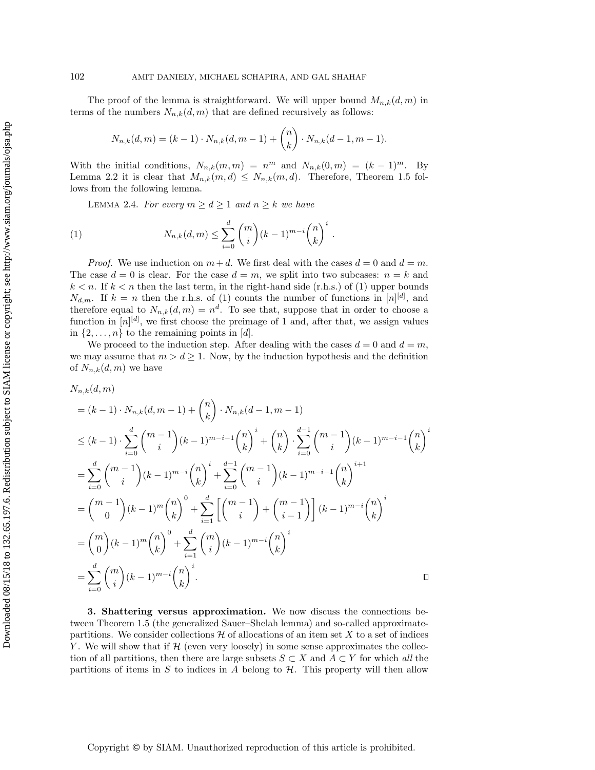The proof of the lemma is straightforward. We will upper bound $M_{n,k}(d,m)$ in terms of the numbers $N_{n,k}(d,m)$ that are defined recursively as follows:

$$N_{n,k}(d,m) = (k-1) \cdot N_{n,k}(d,m-1) + \binom{n}{k} \cdot N_{n,k}(d-1,m-1).$$

With the initial conditions, $N_{n,k}(m,m) = n^m$ and $N_{n,k}(0,m) = (k-1)^m$. By Lemma 2.2 it is clear that $M_{n,k}(m,d) \leq N_{n,k}(m,d)$. Therefore, Theorem 1.5 follows from the following lemma.

LEMMA 2.4. *For every $m \geq d \geq 1$ and $n \geq k$ we have*

$$N_{n,k}(d,m) \leq \sum_{i=0}^{d} \binom{m}{i} (k-1)^{m-i} \binom{n}{k}^i . \tag{1}$$

*Proof.* We use induction on $m+d$. We first deal with the cases $d=0$ and $d=m$. The case $d=0$ is clear. For the case $d=m$, we split into two subcases: $n=k$ and $k<n$. If $k<n$ then the last term, in the right-hand side (r.h.s.) of (1) upper bounds $N_{d,m}$. If $k=n$ then the r.h.s. of (1) counts the number of functions in $[n]^{[d]}$, and therefore equal to $N_{n,k}(d,m) = n^d$. To see that, suppose that in order to choose a function in $[n]^{[d]}$, we first choose the preimage of 1 and, after that, we assign values in $\{2,\ldots,n\}$ to the remaining points in $[d]$.

We proceed to the induction step. After dealing with the cases $d=0$ and $d=m$, we may assume that $m>d\geq 1$. Now, by the induction hypothesis and the definition of $N_{n,k}(d,m)$ we have

$$\begin{aligned}
&N_{n,k}(d,m) \\
&= (k-1)\cdot N_{n,k}(d,m-1) + \binom{n}{k}\cdot N_{n,k}(d-1,m-1) \\
&\leq (k-1)\cdot \sum_{i=0}^{d}\binom{m-1}{i}(k-1)^{m-i-1}\binom{n}{k}^i + \binom{n}{k}\cdot\sum_{i=0}^{d-1}\binom{m-1}{i}(k-1)^{m-i-1}\binom{n}{k}^i \\
&= \sum_{i=0}^{d}\binom{m-1}{i}(k-1)^{m-i}\binom{n}{k}^i + \sum_{i=0}^{d-1}\binom{m-1}{i}(k-1)^{m-i-1}\binom{n}{k}^{i+1} \\
&= \binom{m-1}{0}(k-1)^m\binom{n}{k}^0 + \sum_{i=1}^{d}\left[\binom{m-1}{i}+\binom{m-1}{i-1}\right](k-1)^{m-i}\binom{n}{k}^i \\
&= \binom{m}{0}(k-1)^m\binom{n}{k}^0 + \sum_{i=1}^{d}\binom{m}{i}(k-1)^{m-i}\binom{n}{k}^i \\
&= \sum_{i=0}^{d}\binom{m}{i}(k-1)^{m-i}\binom{n}{k}^i.
\end{aligned}$$

∎

## 3. Shattering versus approximation.

We now discuss the connections between Theorem 1.5 (the generalized Sauer–Shelah lemma) and so-called approximate-partitions. We consider collections $\mathcal{H}$ of allocations of an item set $X$ to a set of indices $Y$. We will show that if $\mathcal{H}$ (even very loosely) in some sense approximates the collection of all partitions, then there are large subsets $S \subset X$ and $A \subset Y$ for which *all* the partitions of items in $S$ to indices in $A$ belong to $\mathcal{H}$. This property will then allow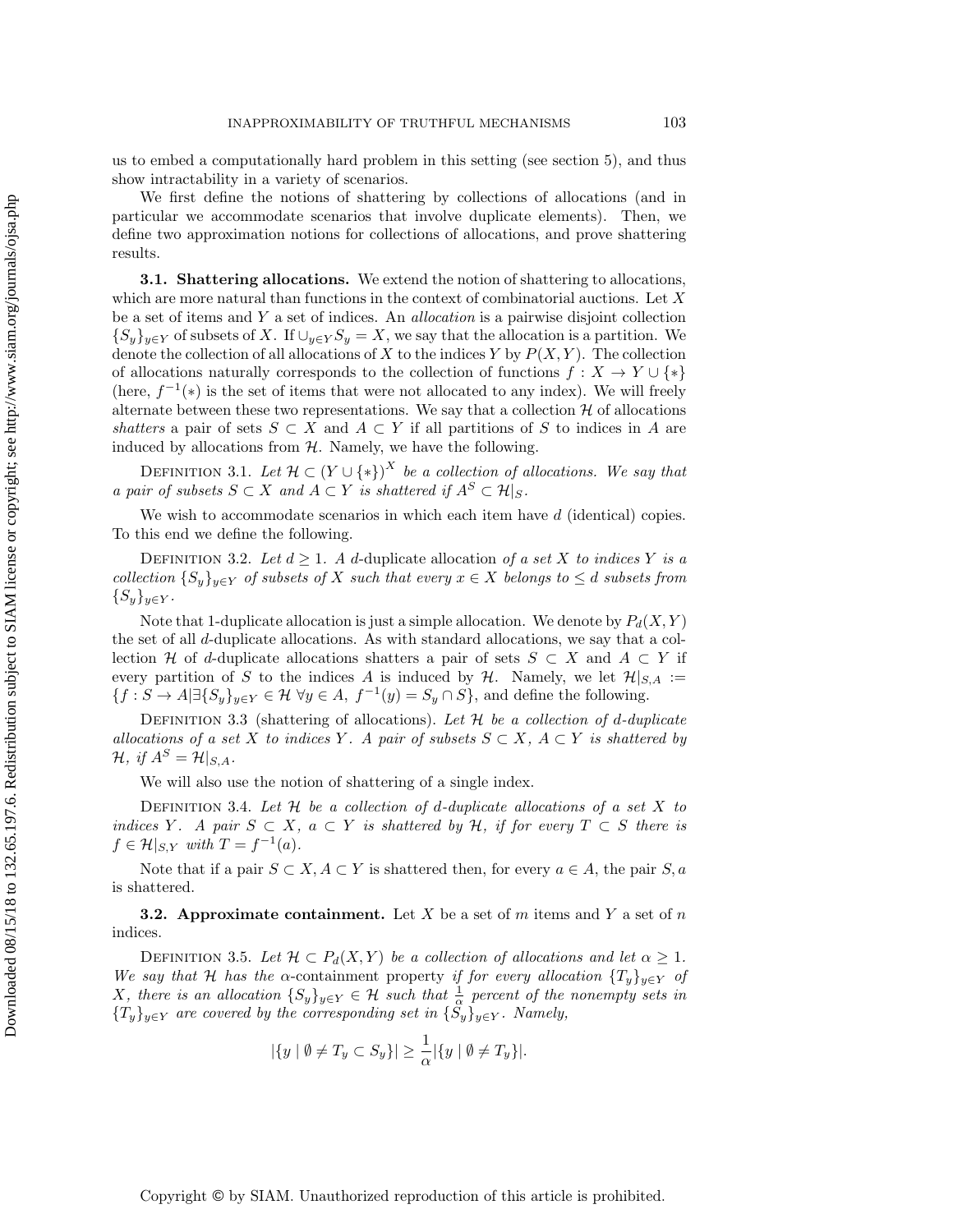us to embed a computationally hard problem in this setting (see section 5), and thus show intractability in a variety of scenarios.

We first define the notions of shattering by collections of allocations (and in particular we accommodate scenarios that involve duplicate elements). Then, we define two approximation notions for collections of allocations, and prove shattering results.

**3.1. Shattering allocations.** We extend the notion of shattering to allocations, which are more natural than functions in the context of combinatorial auctions. Let $X$ be a set of items and $Y$ a set of indices. An *allocation* is a pairwise disjoint collection $\{S_y\}_{y \in Y}$ of subsets of $X$. If $\cup_{y \in Y} S_y = X$, we say that the allocation is a partition. We denote the collection of all allocations of $X$ to the indices $Y$ by $P(X, Y)$. The collection of allocations naturally corresponds to the collection of functions $f : X \to Y \cup \{*\}$ (here, $f^{-1}(*)$ is the set of items that were not allocated to any index). We will freely alternate between these two representations. We say that a collection $\mathcal{H}$ of allocations *shatters* a pair of sets $S \subset X$ and $A \subset Y$ if all partitions of $S$ to indices in $A$ are induced by allocations from $\mathcal{H}$. Namely, we have the following.

Definition 3.1. *Let $\mathcal{H} \subset (Y \cup \{*\})^X$ be a collection of allocations. We say that a pair of subsets $S \subset X$ and $A \subset Y$ is shattered if $A^S \subset \mathcal{H}|_S$.*

We wish to accommodate scenarios in which each item have $d$ (identical) copies. To this end we define the following.

Definition 3.2. *Let $d \geq 1$. A* $d$-duplicate allocation *of a set $X$ to indices $Y$ is a collection $\{S_y\}_{y \in Y}$ of subsets of $X$ such that every $x \in X$ belongs to $\leq d$ subsets from $\{S_y\}_{y \in Y}$.*

Note that 1-duplicate allocation is just a simple allocation. We denote by $P_d(X, Y)$ the set of all $d$-duplicate allocations. As with standard allocations, we say that a collection $\mathcal{H}$ of $d$-duplicate allocations shatters a pair of sets $S \subset X$ and $A \subset Y$ if every partition of $S$ to the indices $A$ is induced by $\mathcal{H}$. Namely, we let $\mathcal{H}|_{S,A} := \{f : S \to A | \exists \{S_y\}_{y \in Y} \in \mathcal{H}\ \forall y \in A,\ f^{-1}(y) = S_y \cap S\}$, and define the following.

Definition 3.3 (shattering of allocations). *Let $\mathcal{H}$ be a collection of $d$-duplicate allocations of a set $X$ to indices $Y$. A pair of subsets $S \subset X$, $A \subset Y$ is shattered by $\mathcal{H}$, if $A^S = \mathcal{H}|_{S,A}$.*

We will also use the notion of shattering of a single index.

Definition 3.4. *Let $\mathcal{H}$ be a collection of $d$-duplicate allocations of a set $X$ to indices $Y$. A pair $S \subset X$, $a \subset Y$ is shattered by $\mathcal{H}$, if for every $T \subset S$ there is $f \in \mathcal{H}|_{S,Y}$ with $T = f^{-1}(a)$.*

Note that if a pair $S \subset X, A \subset Y$ is shattered then, for every $a \in A$, the pair $S, a$ is shattered.

**3.2. Approximate containment.** Let $X$ be a set of $m$ items and $Y$ a set of $n$ indices.

Definition 3.5. *Let $\mathcal{H} \subset P_d(X, Y)$ be a collection of allocations and let $\alpha \geq 1$. We say that $\mathcal{H}$ has the* $\alpha$-containment property *if for every allocation $\{T_y\}_{y \in Y}$ of $X$, there is an allocation $\{S_y\}_{y \in Y} \in \mathcal{H}$ such that $\frac{1}{\alpha}$ percent of the nonempty sets in $\{T_y\}_{y \in Y}$ are covered by the corresponding set in $\{S_y\}_{y \in Y}$. Namely,*

$$|\{y \mid \emptyset \neq T_y \subset S_y\}| \geq \frac{1}{\alpha} |\{y \mid \emptyset \neq T_y\}|.$$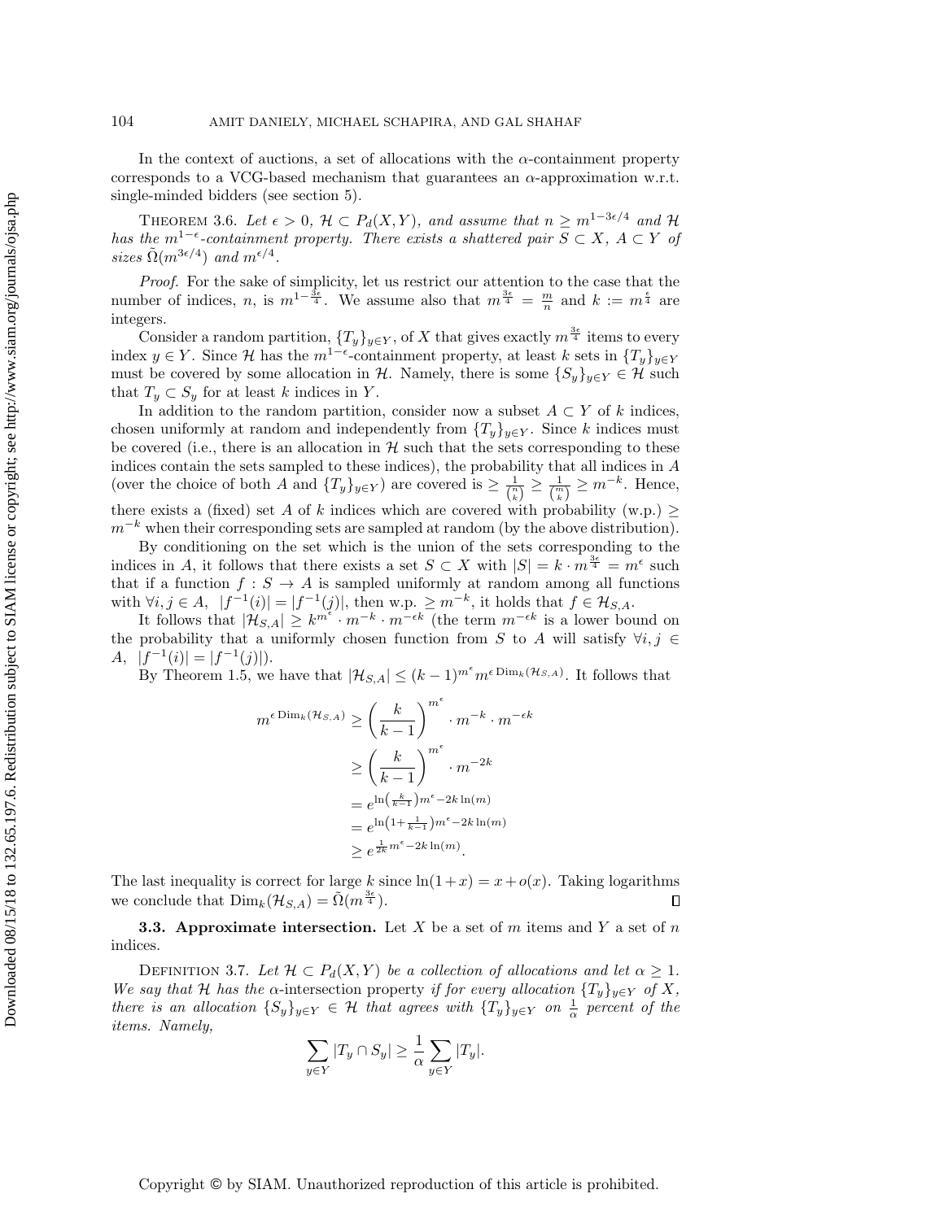In the context of auctions, a set of allocations with the $\alpha$-containment property corresponds to a VCG-based mechanism that guarantees an $\alpha$-approximation w.r.t. single-minded bidders (see section 5).

THEOREM 3.6. *Let $\epsilon > 0$, $\mathcal{H} \subset P_d(X, Y)$, and assume that $n \geq m^{1-3\epsilon/4}$ and $\mathcal{H}$ has the $m^{1-\epsilon}$-containment property. There exists a shattered pair $S \subset X$, $A \subset Y$ of sizes $\tilde{\Omega}(m^{3\epsilon/4})$ and $m^{\epsilon/4}$.*

*Proof.* For the sake of simplicity, let us restrict our attention to the case that the number of indices, $n$, is $m^{1-\frac{3\epsilon}{4}}$. We assume also that $m^{\frac{3\epsilon}{4}} = \frac{m}{n}$ and $k := m^{\frac{\epsilon}{4}}$ are integers.

Consider a random partition, $\{T_y\}_{y \in Y}$, of $X$ that gives exactly $m^{\frac{3\epsilon}{4}}$ items to every index $y \in Y$. Since $\mathcal{H}$ has the $m^{1-\epsilon}$-containment property, at least $k$ sets in $\{T_y\}_{y \in Y}$ must be covered by some allocation in $\mathcal{H}$. Namely, there is some $\{S_y\}_{y \in Y} \in \mathcal{H}$ such that $T_y \subset S_y$ for at least $k$ indices in $Y$.

In addition to the random partition, consider now a subset $A \subset Y$ of $k$ indices, chosen uniformly at random and independently from $\{T_y\}_{y \in Y}$. Since $k$ indices must be covered (i.e., there is an allocation in $\mathcal{H}$ such that the sets corresponding to these indices contain the sets sampled to these indices), the probability that all indices in $A$ (over the choice of both $A$ and $\{T_y\}_{y \in Y}$) are covered is $\geq \frac{1}{\binom{n}{k}} \geq \frac{1}{\binom{m}{k}} \geq m^{-k}$. Hence, there exists a (fixed) set $A$ of $k$ indices which are covered with probability (w.p.) $\geq m^{-k}$ when their corresponding sets are sampled at random (by the above distribution).

By conditioning on the set which is the union of the sets corresponding to the indices in $A$, it follows that there exists a set $S \subset X$ with $|S| = k \cdot m^{\frac{3\epsilon}{4}} = m^{\epsilon}$ such that if a function $f : S \to A$ is sampled uniformly at random among all functions with $\forall i, j \in A, \ |f^{-1}(i)| = |f^{-1}(j)|$, then w.p. $\geq m^{-k}$, it holds that $f \in \mathcal{H}_{S,A}$.

It follows that $|\mathcal{H}_{S,A}| \geq k^{m^{\epsilon}} \cdot m^{-k} \cdot m^{-\epsilon k}$ (the term $m^{-\epsilon k}$ is a lower bound on the probability that a uniformly chosen function from $S$ to $A$ will satisfy $\forall i, j \in A, \ |f^{-1}(i)| = |f^{-1}(j)|$).

By Theorem 1.5, we have that $|\mathcal{H}_{S,A}| \leq (k-1)^{m^{\epsilon}} m^{\epsilon \operatorname{Dim}_k(\mathcal{H}_{S,A})}$. It follows that

$$
\begin{aligned}
m^{\epsilon \operatorname{Dim}_k(\mathcal{H}_{S,A})} &\geq \left(\frac{k}{k-1}\right)^{m^{\epsilon}} \cdot m^{-k} \cdot m^{-\epsilon k} \\
&\geq \left(\frac{k}{k-1}\right)^{m^{\epsilon}} \cdot m^{-2k} \\
&= e^{\ln\left(\frac{k}{k-1}\right) m^{\epsilon} - 2k \ln(m)} \\
&= e^{\ln\left(1 + \frac{1}{k-1}\right) m^{\epsilon} - 2k \ln(m)} \\
&\geq e^{\frac{1}{2k} m^{\epsilon} - 2k \ln(m)}.
\end{aligned}
$$

The last inequality is correct for large $k$ since $\ln(1+x) = x + o(x)$. Taking logarithms we conclude that $\operatorname{Dim}_k(\mathcal{H}_{S,A}) = \tilde{\Omega}(m^{\frac{3\epsilon}{4}})$. $\square$

**3.3. Approximate intersection.** Let $X$ be a set of $m$ items and $Y$ a set of $n$ indices.

DEFINITION 3.7. *Let $\mathcal{H} \subset P_d(X, Y)$ be a collection of allocations and let $\alpha \geq 1$. We say that $\mathcal{H}$ has the* $\alpha$-intersection property *if for every allocation $\{T_y\}_{y \in Y}$ of $X$, there is an allocation $\{S_y\}_{y \in Y} \in \mathcal{H}$ that agrees with $\{T_y\}_{y \in Y}$ on $\frac{1}{\alpha}$ percent of the items. Namely,*

$$
\sum_{y \in Y} |T_y \cap S_y| \geq \frac{1}{\alpha} \sum_{y \in Y} |T_y|.
$$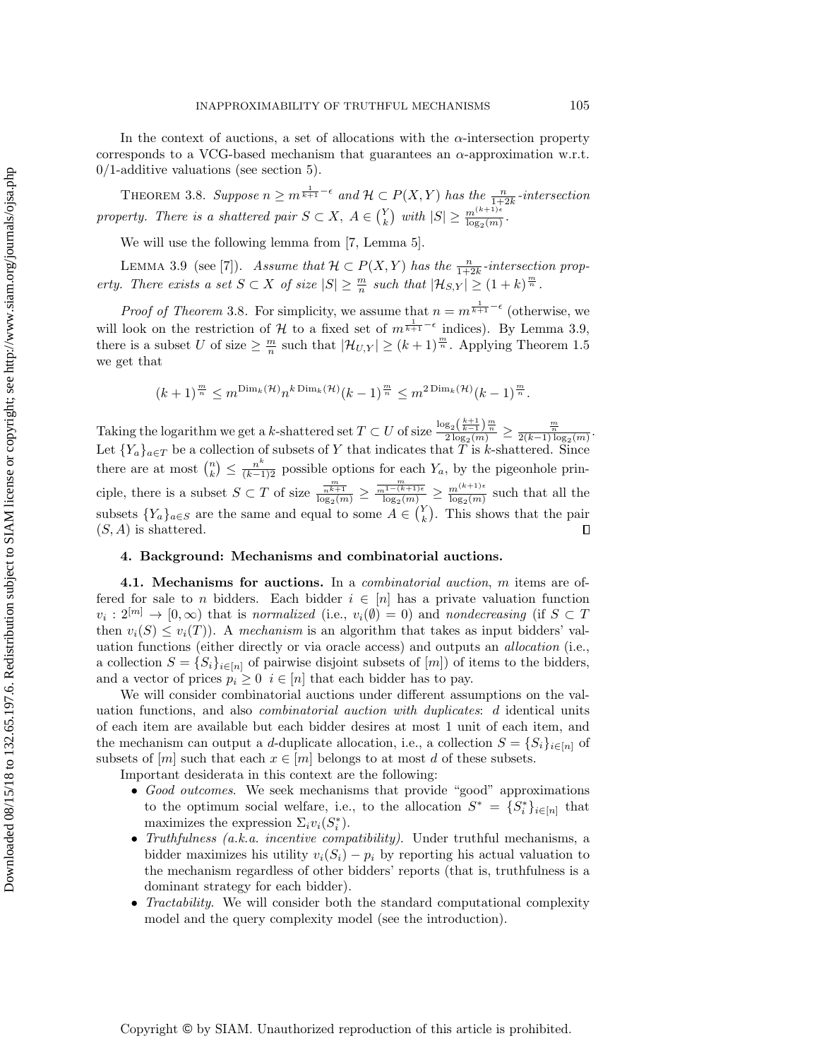In the context of auctions, a set of allocations with the $\alpha$-intersection property corresponds to a VCG-based mechanism that guarantees an $\alpha$-approximation w.r.t. 0/1-additive valuations (see section 5).

THEOREM 3.8. *Suppose $n \geq m^{\frac{1}{k+1}-\epsilon}$ and $\mathcal{H} \subset P(X,Y)$ has the $\frac{n}{1+2k}$-intersection property. There is a shattered pair $S \subset X$, $A \in \binom{Y}{k}$ with $|S| \geq \frac{m^{(k+1)\epsilon}}{\log_2(m)}$.*

We will use the following lemma from [7, Lemma 5].

LEMMA 3.9 (see [7]). *Assume that $\mathcal{H} \subset P(X,Y)$ has the $\frac{n}{1+2k}$-intersection property. There exists a set $S \subset X$ of size $|S| \geq \frac{m}{n}$ such that $|\mathcal{H}_{S,Y}| \geq (1+k)^{\frac{m}{n}}$.*

*Proof of Theorem* 3.8. For simplicity, we assume that $n = m^{\frac{1}{k+1}-\epsilon}$ (otherwise, we will look on the restriction of $\mathcal{H}$ to a fixed set of $m^{\frac{1}{k+1}-\epsilon}$ indices). By Lemma 3.9, there is a subset $U$ of size $\geq \frac{m}{n}$ such that $|\mathcal{H}_{U,Y}| \geq (k+1)^{\frac{m}{n}}$. Applying Theorem 1.5 we get that

$$(k+1)^{\frac{m}{n}} \leq m^{\mathrm{Dim}_k(\mathcal{H})} n^{k\,\mathrm{Dim}_k(\mathcal{H})} (k-1)^{\frac{m}{n}} \leq m^{2\,\mathrm{Dim}_k(\mathcal{H})} (k-1)^{\frac{m}{n}}.$$

Taking the logarithm we get a $k$-shattered set $T \subset U$ of size $\frac{\log_2\left(\frac{k+1}{k-1}\right)\frac{m}{n}}{2\log_2(m)} \geq \frac{\frac{m}{n}}{2(k-1)\log_2(m)}$. Let $\{Y_a\}_{a\in T}$ be a collection of subsets of $Y$ that indicates that $T$ is $k$-shattered. Since there are at most $\binom{n}{k} \leq \frac{n^k}{(k-1)2}$ possible options for each $Y_a$, by the pigeonhole principle, there is a subset $S \subset T$ of size $\frac{\frac{m}{n^{k+1}}}{\log_2(m)} \geq \frac{\frac{m}{m^{1-(k+1)\epsilon}}}{\log_2(m)} \geq \frac{m^{(k+1)\epsilon}}{\log_2(m)}$ such that all the subsets $\{Y_a\}_{a\in S}$ are the same and equal to some $A \in \binom{Y}{k}$. This shows that the pair $(S, A)$ is shattered. $\square$

## 4. Background: Mechanisms and combinatorial auctions.

**4.1. Mechanisms for auctions.** In a *combinatorial auction*, $m$ items are offered for sale to $n$ bidders. Each bidder $i \in [n]$ has a private valuation function $v_i : 2^{[m]} \to [0,\infty)$ that is *normalized* (i.e., $v_i(\emptyset) = 0$) and *nondecreasing* (if $S \subset T$ then $v_i(S) \leq v_i(T)$). A *mechanism* is an algorithm that takes as input bidders' valuation functions (either directly or via oracle access) and outputs an *allocation* (i.e., a collection $S = \{S_i\}_{i\in[n]}$ of pairwise disjoint subsets of $[m]$) of items to the bidders, and a vector of prices $p_i \geq 0 \;\; i \in [n]$ that each bidder has to pay.

We will consider combinatorial auctions under different assumptions on the valuation functions, and also *combinatorial auction with duplicates*: $d$ identical units of each item are available but each bidder desires at most 1 unit of each item, and the mechanism can output a $d$-duplicate allocation, i.e., a collection $S = \{S_i\}_{i\in[n]}$ of subsets of $[m]$ such that each $x \in [m]$ belongs to at most $d$ of these subsets.

Important desiderata in this context are the following:

- *Good outcomes*. We seek mechanisms that provide "good" approximations to the optimum social welfare, i.e., to the allocation $S^* = \{S_i^*\}_{i\in[n]}$ that maximizes the expression $\Sigma_i v_i(S_i^*)$.
- *Truthfulness (a.k.a. incentive compatibility)*. Under truthful mechanisms, a bidder maximizes his utility $v_i(S_i) - p_i$ by reporting his actual valuation to the mechanism regardless of other bidders' reports (that is, truthfulness is a dominant strategy for each bidder).
- *Tractability*. We will consider both the standard computational complexity model and the query complexity model (see the introduction).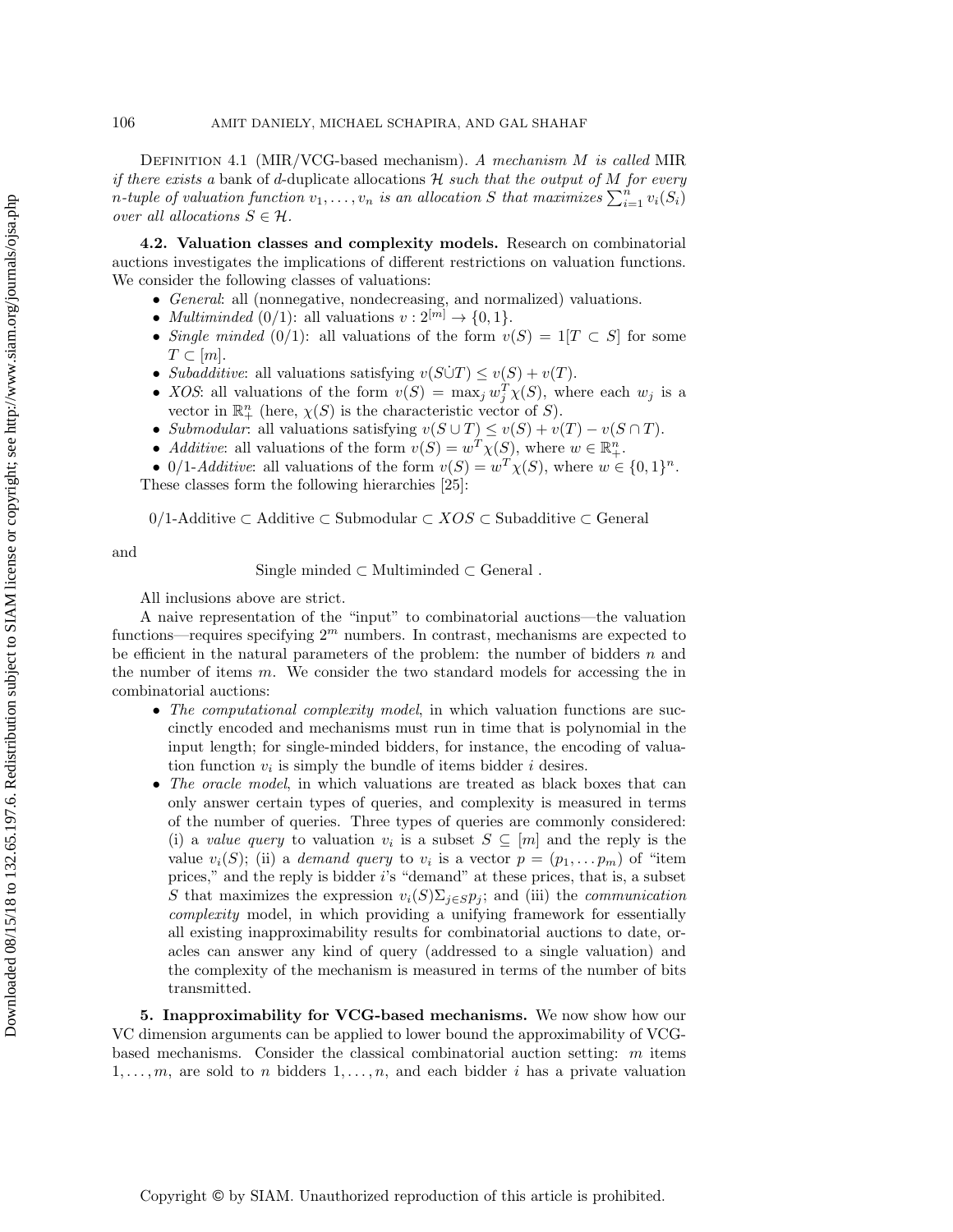Definition 4.1 (MIR/VCG-based mechanism). *A mechanism $M$ is called* MIR *if there exists a* bank of $d$-duplicate allocations $\mathcal{H}$ *such that the output of $M$ for every $n$-tuple of valuation function $v_1, \ldots, v_n$ is an allocation $S$ that maximizes $\sum_{i=1}^{n} v_i(S_i)$ over all allocations $S \in \mathcal{H}$.*

**4.2. Valuation classes and complexity models.** Research on combinatorial auctions investigates the implications of different restrictions on valuation functions. We consider the following classes of valuations:

- *General*: all (nonnegative, nondecreasing, and normalized) valuations.
- *Multiminded* (0/1): all valuations $v : 2^{[m]} \to \{0, 1\}$.
- *Single minded* (0/1): all valuations of the form $v(S) = 1[T \subset S]$ for some $T \subset [m]$.
- *Subadditive*: all valuations satisfying $v(S \dot{\cup} T) \leq v(S) + v(T)$.
- *XOS*: all valuations of the form $v(S) = \max_j w_j^T \chi(S)$, where each $w_j$ is a vector in $\mathbb{R}_+^n$ (here, $\chi(S)$ is the characteristic vector of $S$).
- *Submodular*: all valuations satisfying $v(S \cup T) \leq v(S) + v(T) - v(S \cap T)$.
- *Additive*: all valuations of the form $v(S) = w^T \chi(S)$, where $w \in \mathbb{R}_+^n$.
- 0/1-*Additive*: all valuations of the form $v(S) = w^T \chi(S)$, where $w \in \{0, 1\}^n$.

These classes form the following hierarchies [25]:

$$0/1\text{-Additive} \subset \text{Additive} \subset \text{Submodular} \subset XOS \subset \text{Subadditive} \subset \text{General}$$

and

$$\text{Single minded} \subset \text{Multiminded} \subset \text{General} .$$

All inclusions above are strict.

A naive representation of the "input" to combinatorial auctions—the valuation functions—requires specifying $2^m$ numbers. In contrast, mechanisms are expected to be efficient in the natural parameters of the problem: the number of bidders $n$ and the number of items $m$. We consider the two standard models for accessing the in combinatorial auctions:

- *The computational complexity model*, in which valuation functions are succinctly encoded and mechanisms must run in time that is polynomial in the input length; for single-minded bidders, for instance, the encoding of valuation function $v_i$ is simply the bundle of items bidder $i$ desires.
- *The oracle model*, in which valuations are treated as black boxes that can only answer certain types of queries, and complexity is measured in terms of the number of queries. Three types of queries are commonly considered: (i) a *value query* to valuation $v_i$ is a subset $S \subseteq [m]$ and the reply is the value $v_i(S)$; (ii) a *demand query* to $v_i$ is a vector $p = (p_1, \ldots p_m)$ of "item prices," and the reply is bidder $i$'s "demand" at these prices, that is, a subset $S$ that maximizes the expression $v_i(S)\Sigma_{j \in S} p_j$; and (iii) the *communication complexity* model, in which providing a unifying framework for essentially all existing inapproximability results for combinatorial auctions to date, oracles can answer any kind of query (addressed to a single valuation) and the complexity of the mechanism is measured in terms of the number of bits transmitted.

## 5. Inapproximability for VCG-based mechanisms.

We now show how our VC dimension arguments can be applied to lower bound the approximability of VCG-based mechanisms. Consider the classical combinatorial auction setting: $m$ items $1, \ldots, m$, are sold to $n$ bidders $1, \ldots, n$, and each bidder $i$ has a private valuation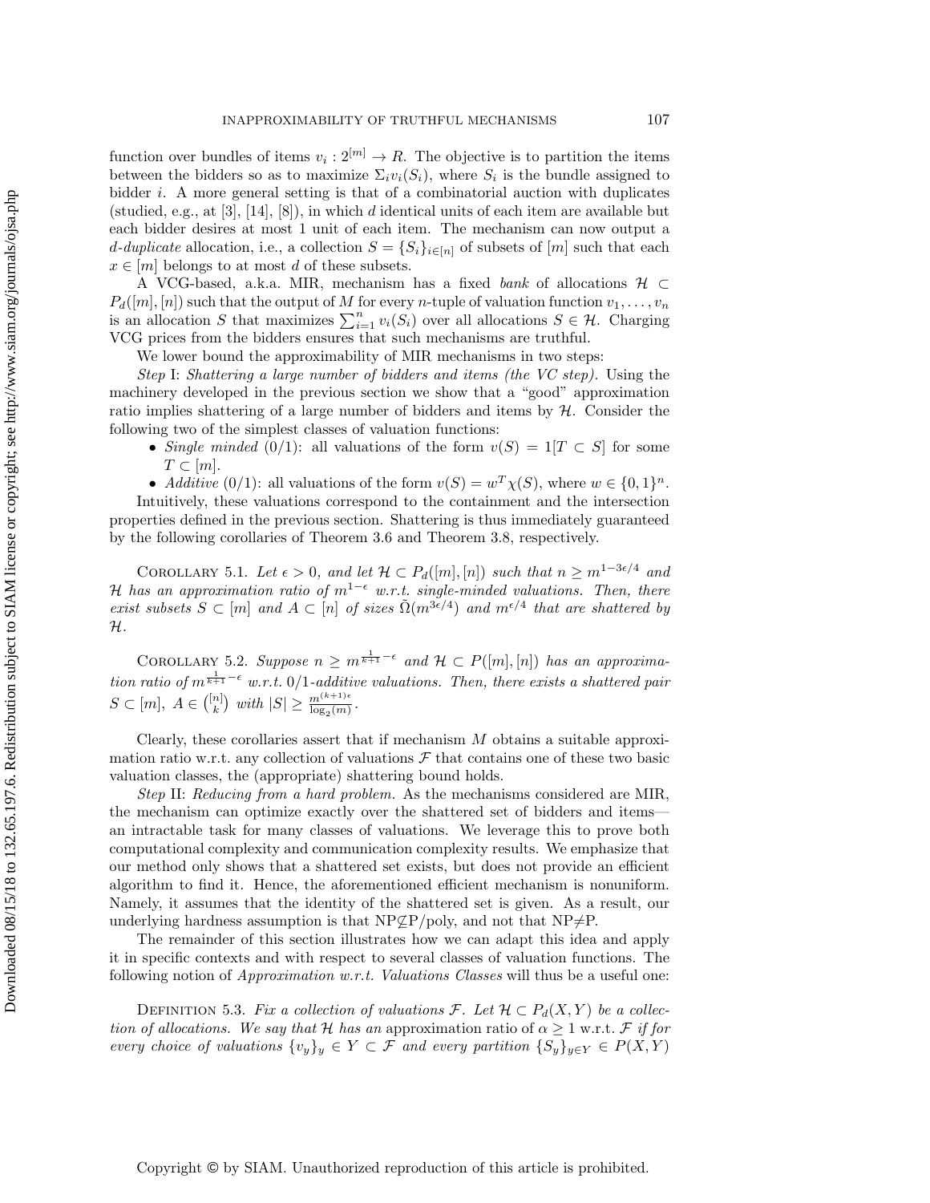function over bundles of items $v_i : 2^{[m]} \to R$. The objective is to partition the items between the bidders so as to maximize $\Sigma_i v_i(S_i)$, where $S_i$ is the bundle assigned to bidder $i$. A more general setting is that of a combinatorial auction with duplicates (studied, e.g., at [3], [14], [8]), in which $d$ identical units of each item are available but each bidder desires at most 1 unit of each item. The mechanism can now output a *d-duplicate* allocation, i.e., a collection $S = \{S_i\}_{i \in [n]}$ of subsets of $[m]$ such that each $x \in [m]$ belongs to at most $d$ of these subsets.

A VCG-based, a.k.a. MIR, mechanism has a fixed *bank* of allocations $\mathcal{H} \subset P_d([m],[n])$ such that the output of $M$ for every $n$-tuple of valuation function $v_1, \ldots, v_n$ is an allocation $S$ that maximizes $\sum_{i=1}^n v_i(S_i)$ over all allocations $S \in \mathcal{H}$. Charging VCG prices from the bidders ensures that such mechanisms are truthful.

We lower bound the approximability of MIR mechanisms in two steps:

*Step* I: *Shattering a large number of bidders and items (the VC step).* Using the machinery developed in the previous section we show that a "good" approximation ratio implies shattering of a large number of bidders and items by $\mathcal{H}$. Consider the following two of the simplest classes of valuation functions:

- *Single minded* (0/1): all valuations of the form $v(S) = 1[T \subset S]$ for some $T \subset [m]$.
- *Additive* (0/1): all valuations of the form $v(S) = w^T \chi(S)$, where $w \in \{0,1\}^n$.

Intuitively, these valuations correspond to the containment and the intersection properties defined in the previous section. Shattering is thus immediately guaranteed by the following corollaries of Theorem 3.6 and Theorem 3.8, respectively.

Corollary 5.1. *Let $\epsilon > 0$, and let $\mathcal{H} \subset P_d([m],[n])$ such that $n \geq m^{1-3\epsilon/4}$ and $\mathcal{H}$ has an approximation ratio of $m^{1-\epsilon}$ w.r.t. single-minded valuations. Then, there exist subsets $S \subset [m]$ and $A \subset [n]$ of sizes $\tilde{\Omega}(m^{3\epsilon/4})$ and $m^{\epsilon/4}$ that are shattered by $\mathcal{H}$.*

Corollary 5.2. *Suppose $n \geq m^{\frac{1}{k+1}-\epsilon}$ and $\mathcal{H} \subset P([m],[n])$ has an approximation ratio of $m^{\frac{1}{k+1}-\epsilon}$ w.r.t. 0/1-additive valuations. Then, there exists a shattered pair $S \subset [m]$, $A \in \binom{[n]}{k}$ with $|S| \geq \frac{m^{(k+1)\epsilon}}{\log_2(m)}$.*

Clearly, these corollaries assert that if mechanism $M$ obtains a suitable approximation ratio w.r.t. any collection of valuations $\mathcal{F}$ that contains one of these two basic valuation classes, the (appropriate) shattering bound holds.

*Step* II: *Reducing from a hard problem.* As the mechanisms considered are MIR, the mechanism can optimize exactly over the shattered set of bidders and items—an intractable task for many classes of valuations. We leverage this to prove both computational complexity and communication complexity results. We emphasize that our method only shows that a shattered set exists, but does not provide an efficient algorithm to find it. Hence, the aforementioned efficient mechanism is nonuniform. Namely, it assumes that the identity of the shattered set is given. As a result, our underlying hardness assumption is that NP$\not\subseteq$P/poly, and not that NP$\neq$P.

The remainder of this section illustrates how we can adapt this idea and apply it in specific contexts and with respect to several classes of valuation functions. The following notion of *Approximation w.r.t. Valuations Classes* will thus be a useful one:

Definition 5.3. *Fix a collection of valuations $\mathcal{F}$. Let $\mathcal{H} \subset P_d(X,Y)$ be a collection of allocations. We say that $\mathcal{H}$ has an* approximation ratio of $\alpha \geq 1$ w.r.t. $\mathcal{F}$ *if for every choice of valuations $\{v_y\}_y \in Y \subset \mathcal{F}$ and every partition $\{S_y\}_{y \in Y} \in P(X,Y)$*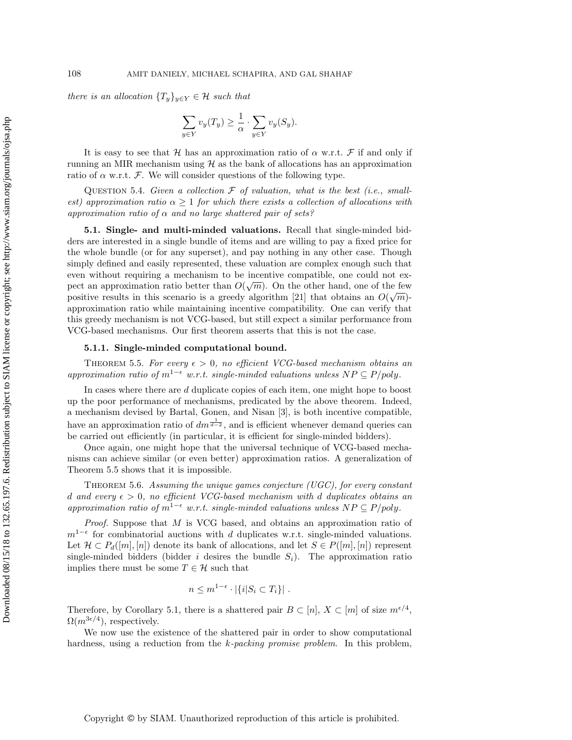*there is an allocation* $\{T_y\}_{y\in Y} \in \mathcal{H}$ *such that*

$$\sum_{y\in Y} v_y(T_y) \geq \frac{1}{\alpha} \cdot \sum_{y\in Y} v_y(S_y).$$

It is easy to see that $\mathcal{H}$ has an approximation ratio of $\alpha$ w.r.t. $\mathcal{F}$ if and only if running an MIR mechanism using $\mathcal{H}$ as the bank of allocations has an approximation ratio of $\alpha$ w.r.t. $\mathcal{F}$. We will consider questions of the following type.

Question 5.4. *Given a collection $\mathcal{F}$ of valuation, what is the best (i.e., smallest) approximation ratio $\alpha \geq 1$ for which there exists a collection of allocations with approximation ratio of $\alpha$ and no large shattered pair of sets?*

**5.1. Single- and multi-minded valuations.** Recall that single-minded bidders are interested in a single bundle of items and are willing to pay a fixed price for the whole bundle (or for any superset), and pay nothing in any other case. Though simply defined and easily represented, these valuation are complex enough such that even without requiring a mechanism to be incentive compatible, one could not expect an approximation ratio better than $O(\sqrt{m})$. On the other hand, one of the few positive results in this scenario is a greedy algorithm [21] that obtains an $O(\sqrt{m})$-approximation ratio while maintaining incentive compatibility. One can verify that this greedy mechanism is not VCG-based, but still expect a similar performance from VCG-based mechanisms. Our first theorem asserts that this is not the case.

**5.1.1. Single-minded computational bound.**

Theorem 5.5. *For every $\epsilon > 0$, no efficient VCG-based mechanism obtains an approximation ratio of $m^{1-\epsilon}$ w.r.t. single-minded valuations unless $NP \subseteq P/poly$.*

In cases where there are $d$ duplicate copies of each item, one might hope to boost up the poor performance of mechanisms, predicated by the above theorem. Indeed, a mechanism devised by Bartal, Gonen, and Nisan [3], is both incentive compatible, have an approximation ratio of $dm^{\frac{1}{d-2}}$, and is efficient whenever demand queries can be carried out efficiently (in particular, it is efficient for single-minded bidders).

Once again, one might hope that the universal technique of VCG-based mechanisms can achieve similar (or even better) approximation ratios. A generalization of Theorem 5.5 shows that it is impossible.

Theorem 5.6. *Assuming the unique games conjecture (UGC), for every constant $d$ and every $\epsilon > 0$, no efficient VCG-based mechanism with $d$ duplicates obtains an approximation ratio of $m^{1-\epsilon}$ w.r.t. single-minded valuations unless $NP \subseteq P/poly$.*

*Proof.* Suppose that $M$ is VCG based, and obtains an approximation ratio of $m^{1-\epsilon}$ for combinatorial auctions with $d$ duplicates w.r.t. single-minded valuations. Let $\mathcal{H} \subset P_d([m],[n])$ denote its bank of allocations, and let $S \in P([m],[n])$ represent single-minded bidders (bidder $i$ desires the bundle $S_i$). The approximation ratio implies there must be some $T \in \mathcal{H}$ such that

$$n \leq m^{1-\epsilon} \cdot |\{i|S_i \subset T_i\}| \ .$$

Therefore, by Corollary 5.1, there is a shattered pair $B \subset [n]$, $X \subset [m]$ of size $m^{\epsilon/4}$, $\Omega(m^{3\epsilon/4})$, respectively.

We now use the existence of the shattered pair in order to show computational hardness, using a reduction from the *k-packing promise problem.* In this problem,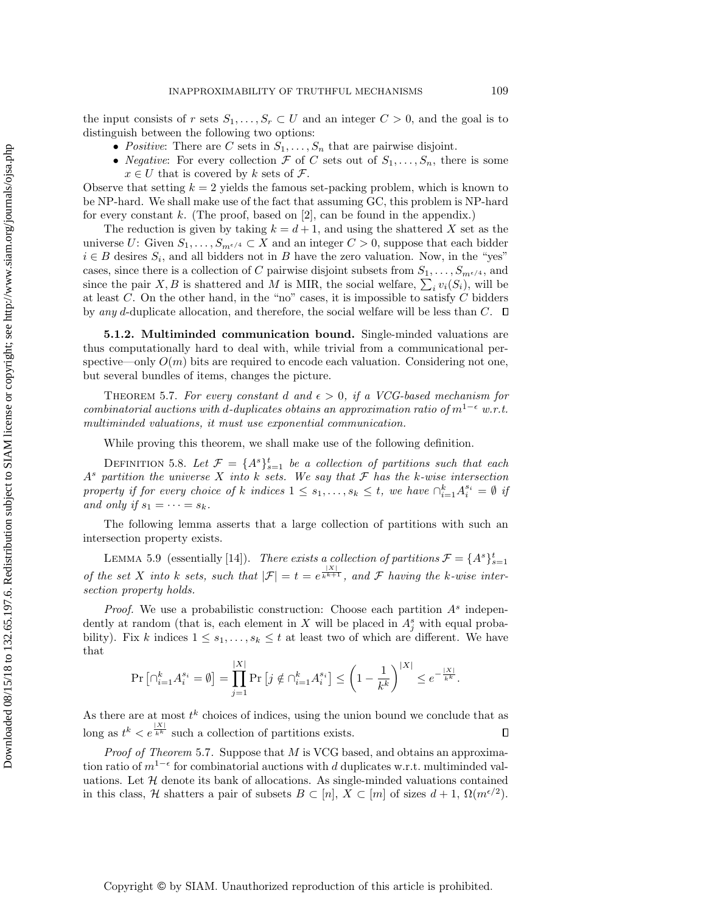the input consists of $r$ sets $S_1, \ldots, S_r \subset U$ and an integer $C > 0$, and the goal is to distinguish between the following two options:

- *Positive*: There are $C$ sets in $S_1, \ldots, S_n$ that are pairwise disjoint.
- *Negative*: For every collection $\mathcal{F}$ of $C$ sets out of $S_1, \ldots, S_n$, there is some $x \in U$ that is covered by $k$ sets of $\mathcal{F}$.

Observe that setting $k = 2$ yields the famous set-packing problem, which is known to be NP-hard. We shall make use of the fact that assuming GC, this problem is NP-hard for every constant $k$. (The proof, based on [2], can be found in the appendix.)

The reduction is given by taking $k = d + 1$, and using the shattered $X$ set as the universe $U$: Given $S_1, \ldots, S_{m^{\epsilon/4}} \subset X$ and an integer $C > 0$, suppose that each bidder $i \in B$ desires $S_i$, and all bidders not in $B$ have the zero valuation. Now, in the "yes" cases, since there is a collection of $C$ pairwise disjoint subsets from $S_1, \ldots, S_{m^{\epsilon/4}}$, and since the pair $X, B$ is shattered and $M$ is MIR, the social welfare, $\sum_i v_i(S_i)$, will be at least $C$. On the other hand, in the "no" cases, it is impossible to satisfy $C$ bidders by *any* $d$-duplicate allocation, and therefore, the social welfare will be less than $C$. $\square$

**5.1.2. Multiminded communication bound.** Single-minded valuations are thus computationally hard to deal with, while trivial from a communicational perspective—only $O(m)$ bits are required to encode each valuation. Considering not one, but several bundles of items, changes the picture.

THEOREM 5.7. *For every constant $d$ and $\epsilon > 0$, if a VCG-based mechanism for combinatorial auctions with $d$-duplicates obtains an approximation ratio of $m^{1-\epsilon}$ w.r.t. multiminded valuations, it must use exponential communication.*

While proving this theorem, we shall make use of the following definition.

DEFINITION 5.8. *Let $\mathcal{F} = \{A^s\}_{s=1}^t$ be a collection of partitions such that each $A^s$ partition the universe $X$ into $k$ sets. We say that $\mathcal{F}$ has the $k$-wise intersection property if for every choice of $k$ indices $1 \le s_1, \ldots, s_k \le t$, we have $\cap_{i=1}^k A_i^{s_i} = \emptyset$ if and only if $s_1 = \cdots = s_k$.*

The following lemma asserts that a large collection of partitions with such an intersection property exists.

LEMMA 5.9 (essentially [14]). *There exists a collection of partitions $\mathcal{F} = \{A^s\}_{s=1}^t$ of the set $X$ into $k$ sets, such that $|\mathcal{F}| = t = e^{\frac{|X|}{k^{k+1}}}$, and $\mathcal{F}$ having the $k$-wise intersection property holds.*

*Proof.* We use a probabilistic construction: Choose each partition $A^s$ independently at random (that is, each element in $X$ will be placed in $A_j^s$ with equal probability). Fix $k$ indices $1 \le s_1, \ldots, s_k \le t$ at least two of which are different. We have that

$$\Pr\left[\cap_{i=1}^k A_i^{s_i} = \emptyset\right] = \prod_{j=1}^{|X|} \Pr\left[j \notin \cap_{i=1}^k A_i^{s_i}\right] \le \left(1 - \frac{1}{k^k}\right)^{|X|} \le e^{-\frac{|X|}{k^k}}.$$

As there are at most $t^k$ choices of indices, using the union bound we conclude that as long as $t^k < e^{\frac{|X|}{k^k}}$ such a collection of partitions exists. $\square$

*Proof of Theorem* 5.7. Suppose that $M$ is VCG based, and obtains an approximation ratio of $m^{1-\epsilon}$ for combinatorial auctions with $d$ duplicates w.r.t. multiminded valuations. Let $\mathcal{H}$ denote its bank of allocations. As single-minded valuations contained in this class, $\mathcal{H}$ shatters a pair of subsets $B \subset [n]$, $X \subset [m]$ of sizes $d + 1$, $\Omega(m^{\epsilon/2})$.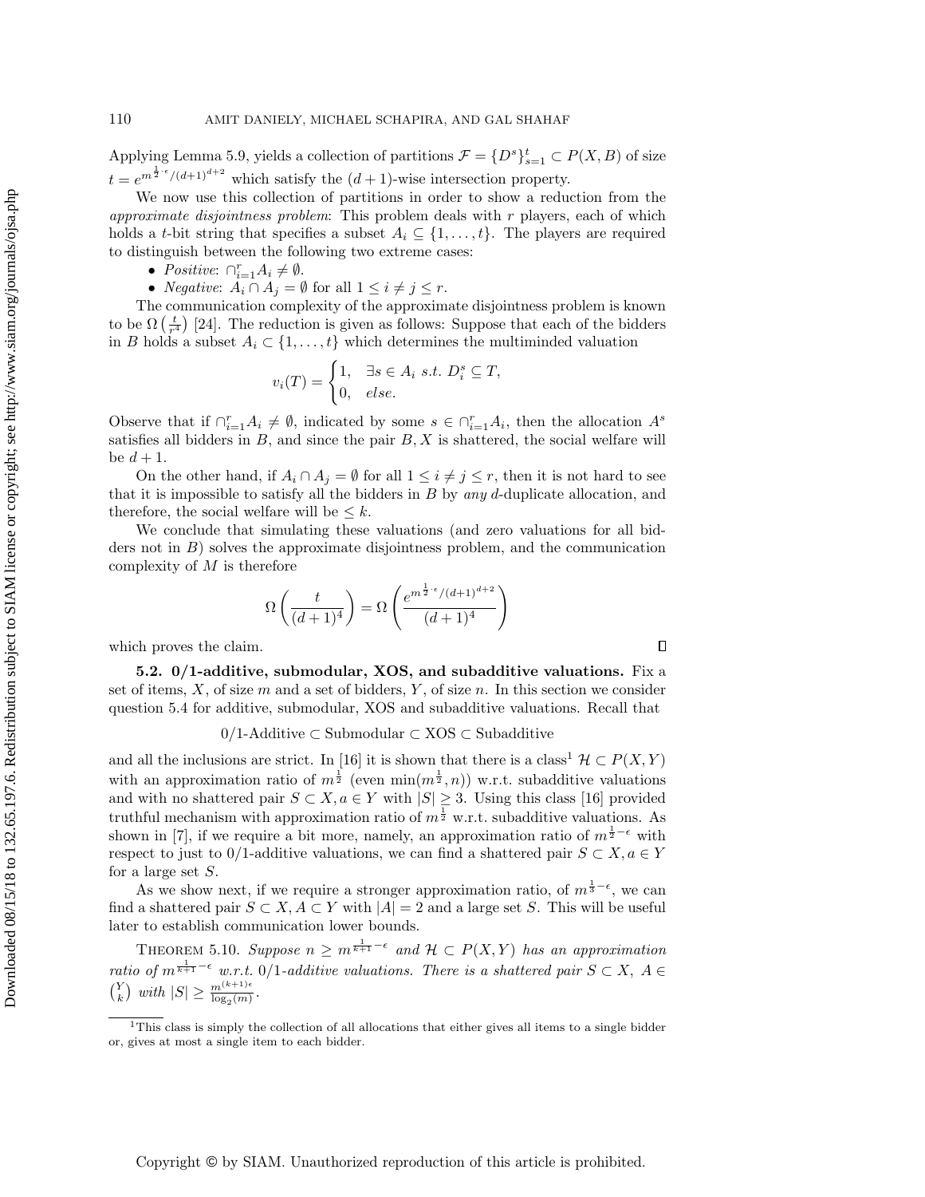Applying Lemma 5.9, yields a collection of partitions $\mathcal{F} = \{D^s\}_{s=1}^t \subset P(X, B)$ of size $t = e^{m^{\frac{1}{2}\cdot\epsilon}/(d+1)^{d+2}}$ which satisfy the $(d+1)$-wise intersection property.

We now use this collection of partitions in order to show a reduction from the *approximate disjointness problem*: This problem deals with $r$ players, each of which holds a $t$-bit string that specifies a subset $A_i \subseteq \{1, \ldots, t\}$. The players are required to distinguish between the following two extreme cases:

- *Positive*: $\cap_{i=1}^r A_i \neq \emptyset$.
- *Negative*: $A_i \cap A_j = \emptyset$ for all $1 \leq i \neq j \leq r$.

The communication complexity of the approximate disjointness problem is known to be $\Omega\left(\frac{t}{r^4}\right)$ [24]. The reduction is given as follows: Suppose that each of the bidders in $B$ holds a subset $A_i \subset \{1, \ldots, t\}$ which determines the multiminded valuation

$$v_i(T) = \begin{cases} 1, & \exists s \in A_i \ s.t. \ D_i^s \subseteq T, \\ 0, & else. \end{cases}$$

Observe that if $\cap_{i=1}^r A_i \neq \emptyset$, indicated by some $s \in \cap_{i=1}^r A_i$, then the allocation $A^s$ satisfies all bidders in $B$, and since the pair $B, X$ is shattered, the social welfare will be $d+1$.

On the other hand, if $A_i \cap A_j = \emptyset$ for all $1 \leq i \neq j \leq r$, then it is not hard to see that it is impossible to satisfy all the bidders in $B$ by *any* $d$-duplicate allocation, and therefore, the social welfare will be $\leq k$.

We conclude that simulating these valuations (and zero valuations for all bidders not in $B$) solves the approximate disjointness problem, and the communication complexity of $M$ is therefore

$$\Omega\left(\frac{t}{(d+1)^4}\right) = \Omega\left(\frac{e^{m^{\frac{1}{2}\cdot\epsilon}/(d+1)^{d+2}}}{(d+1)^4}\right)$$

which proves the claim. $\square$

**5.2. 0/1-additive, submodular, XOS, and subadditive valuations.** Fix a set of items, $X$, of size $m$ and a set of bidders, $Y$, of size $n$. In this section we consider question 5.4 for additive, submodular, XOS and subadditive valuations. Recall that

$$0/1\text{-Additive} \subset \text{Submodular} \subset \text{XOS} \subset \text{Subadditive}$$

and all the inclusions are strict. In [16] it is shown that there is a class[1] $\mathcal{H} \subset P(X, Y)$ with an approximation ratio of $m^{\frac{1}{2}}$ (even $\min(m^{\frac{1}{2}}, n)$) w.r.t. subadditive valuations and with no shattered pair $S \subset X, a \in Y$ with $|S| \geq 3$. Using this class [16] provided truthful mechanism with approximation ratio of $m^{\frac{1}{2}}$ w.r.t. subadditive valuations. As shown in [7], if we require a bit more, namely, an approximation ratio of $m^{\frac{1}{2}-\epsilon}$ with respect to just to 0/1-additive valuations, we can find a shattered pair $S \subset X, a \in Y$ for a large set $S$.

As we show next, if we require a stronger approximation ratio, of $m^{\frac{1}{3}-\epsilon}$, we can find a shattered pair $S \subset X, A \subset Y$ with $|A| = 2$ and a large set $S$. This will be useful later to establish communication lower bounds.

THEOREM 5.10. *Suppose $n \geq m^{\frac{1}{k+1}-\epsilon}$ and $\mathcal{H} \subset P(X, Y)$ has an approximation ratio of $m^{\frac{1}{k+1}-\epsilon}$ w.r.t. 0/1-additive valuations. There is a shattered pair $S \subset X$, $A \in \binom{Y}{k}$ with $|S| \geq \frac{m^{(k+1)\epsilon}}{\log_2(m)}$.*

[1] This class is simply the collection of all allocations that either gives all items to a single bidder or, gives at most a single item to each bidder.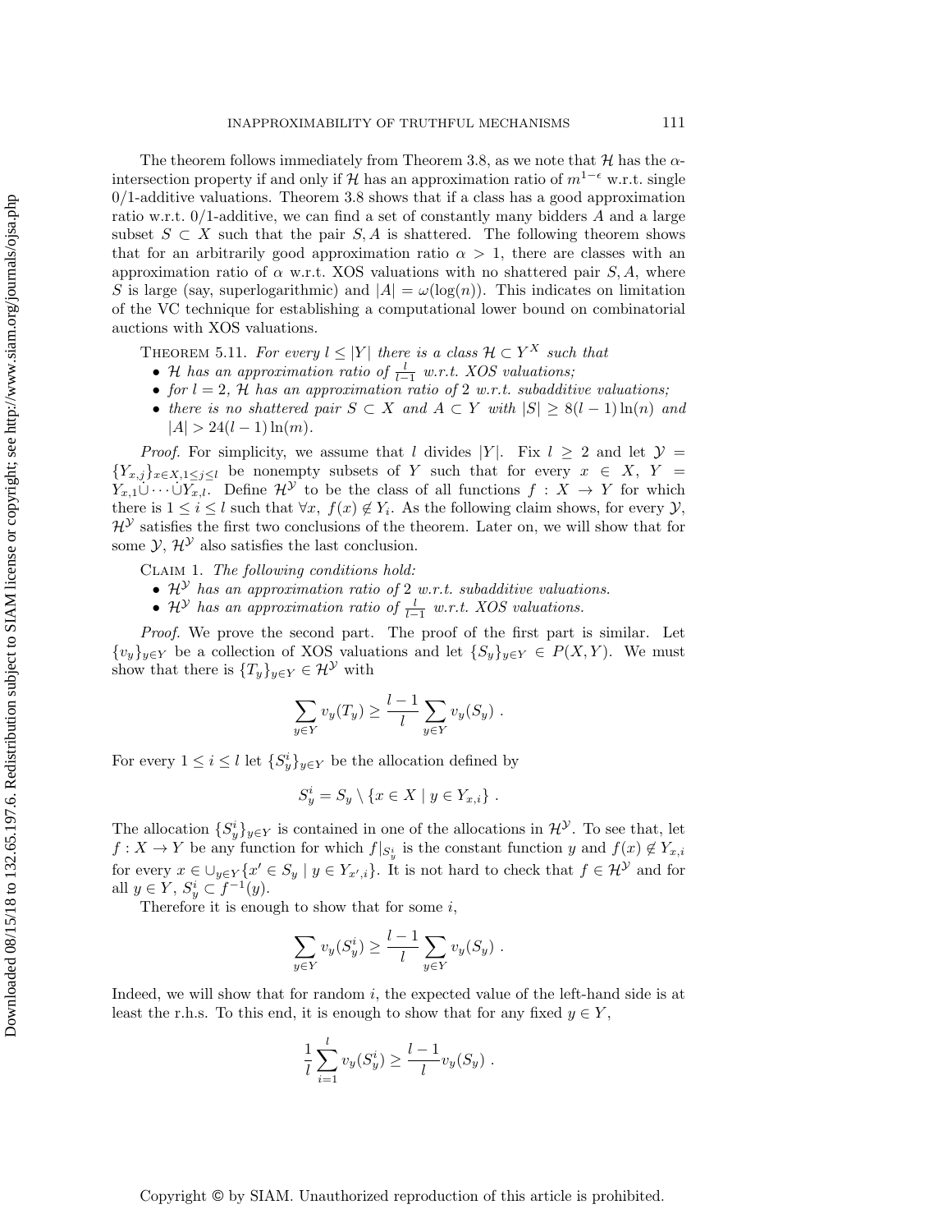The theorem follows immediately from Theorem 3.8, as we note that $\mathcal{H}$ has the $\alpha$-intersection property if and only if $\mathcal{H}$ has an approximation ratio of $m^{1-\epsilon}$ w.r.t. single 0/1-additive valuations. Theorem 3.8 shows that if a class has a good approximation ratio w.r.t. 0/1-additive, we can find a set of constantly many bidders $A$ and a large subset $S \subset X$ such that the pair $S, A$ is shattered. The following theorem shows that for an arbitrarily good approximation ratio $\alpha > 1$, there are classes with an approximation ratio of $\alpha$ w.r.t. XOS valuations with no shattered pair $S, A$, where $S$ is large (say, superlogarithmic) and $|A| = \omega(\log(n))$. This indicates on limitation of the VC technique for establishing a computational lower bound on combinatorial auctions with XOS valuations.

THEOREM 5.11. *For every $l \leq |Y|$ there is a class $\mathcal{H} \subset Y^X$ such that*

- *$\mathcal{H}$ has an approximation of $\frac{l}{l-1}$ w.r.t. XOS valuations;*
- *for $l = 2$, $\mathcal{H}$ has an approximation ratio of 2 w.r.t. subadditive valuations;*
- *there is no shattered pair $S \subset X$ and $A \subset Y$ with $|S| \geq 8(l-1)\ln(n)$ and $|A| > 24(l-1)\ln(m)$.*

*Proof.* For simplicity, we assume that $l$ divides $|Y|$. Fix $l \geq 2$ and let $\mathcal{Y} = \{Y_{x,j}\}_{x \in X, 1 \leq j \leq l}$ be nonempty subsets of $Y$ such that for every $x \in X$, $Y = Y_{x,1} \dot\cup \cdots \dot\cup Y_{x,l}$. Define $\mathcal{H}^{\mathcal{Y}}$ to be the class of all functions $f : X \to Y$ for which there is $1 \leq i \leq l$ such that $\forall x$, $f(x) \notin Y_i$. As the following claim shows, for every $\mathcal{Y}$, $\mathcal{H}^{\mathcal{Y}}$ satisfies the first two conclusions of the theorem. Later on, we will show that for some $\mathcal{Y}$, $\mathcal{H}^{\mathcal{Y}}$ also satisfies the last conclusion.

CLAIM 1. *The following conditions hold:*

- *$\mathcal{H}^{\mathcal{Y}}$ has an approximation ratio of 2 w.r.t. subadditive valuations.*
- *$\mathcal{H}^{\mathcal{Y}}$ has an approximation ratio of $\frac{l}{l-1}$ w.r.t. XOS valuations.*

*Proof.* We prove the second part. The proof of the first part is similar. Let $\{v_y\}_{y \in Y}$ be a collection of XOS valuations and let $\{S_y\}_{y \in Y} \in P(X, Y)$. We must show that there is $\{T_y\}_{y \in Y} \in \mathcal{H}^{\mathcal{Y}}$ with

$$\sum_{y \in Y} v_y(T_y) \geq \frac{l-1}{l} \sum_{y \in Y} v_y(S_y) \ .$$

For every $1 \leq i \leq l$ let $\{S^i_y\}_{y \in Y}$ be the allocation defined by

$$S^i_y = S_y \setminus \{x \in X \mid y \in Y_{x,i}\} \ .$$

The allocation $\{S^i_y\}_{y \in Y}$ is contained in one of the allocations in $\mathcal{H}^{\mathcal{Y}}$. To see that, let $f : X \to Y$ be any function for which $f|_{S^i_y}$ is the constant function $y$ and $f(x) \notin Y_{x,i}$ for every $x \in \cup_{y \in Y}\{x' \in S_y \mid y \in Y_{x',i}\}$. It is not hard to check that $f \in \mathcal{H}^{\mathcal{Y}}$ and for all $y \in Y$, $S^i_y \subset f^{-1}(y)$.

Therefore it is enough to show that for some $i$,

$$\sum_{y \in Y} v_y(S^i_y) \geq \frac{l-1}{l} \sum_{y \in Y} v_y(S_y) \ .$$

Indeed, we will show that for random $i$, the expected value of the left-hand side is at least the r.h.s. To this end, it is enough to show that for any fixed $y \in Y$,

$$\frac{1}{l} \sum_{i=1}^{l} v_y(S^i_y) \geq \frac{l-1}{l} v_y(S_y) \ .$$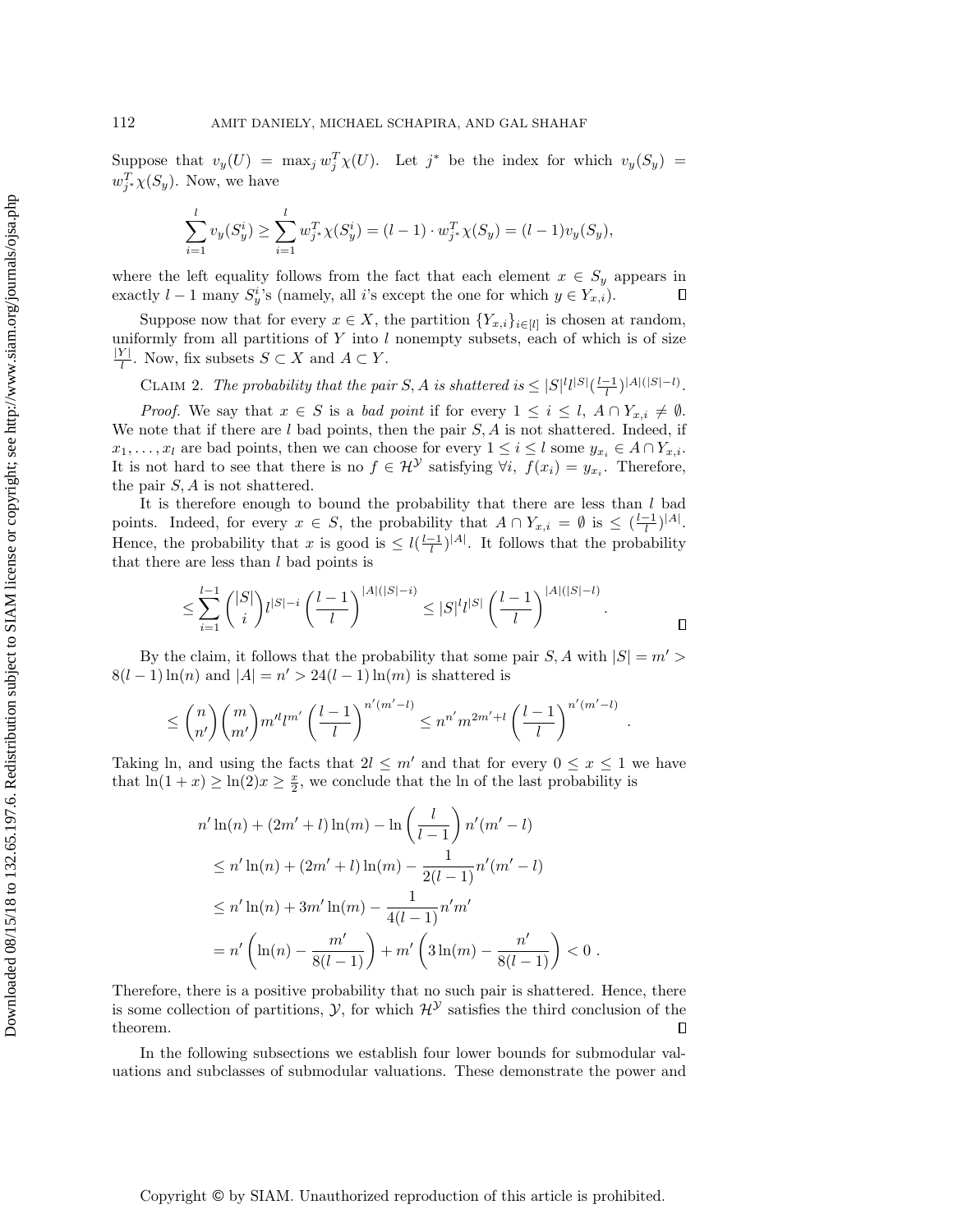Suppose that $v_y(U) = \max_j w_j^T \chi(U)$. Let $j^*$ be the index for which $v_y(S_y) = w_{j^*}^T \chi(S_y)$. Now, we have

$$\sum_{i=1}^{l} v_y(S_y^i) \geq \sum_{i=1}^{l} w_{j^*}^T \chi(S_y^i) = (l-1) \cdot w_{j^*}^T \chi(S_y) = (l-1) v_y(S_y),$$

where the left equality follows from the fact that each element $x \in S_y$ appears in exactly $l-1$ many $S_y^i$'s (namely, all $i$'s except the one for which $y \in Y_{x,i}$). $\square$

Suppose now that for every $x \in X$, the partition $\{Y_{x,i}\}_{i \in [l]}$ is chosen at random, uniformly from all partitions of $Y$ into $l$ nonempty subsets, each of which is of size $\frac{|Y|}{l}$. Now, fix subsets $S \subset X$ and $A \subset Y$.

CLAIM 2. *The probability that the pair $S, A$ is shattered is $\leq |S|^l l^{|S|} (\frac{l-1}{l})^{|A|(|S|-l)}$.*

*Proof.* We say that $x \in S$ is a *bad point* if for every $1 \leq i \leq l$, $A \cap Y_{x,i} \neq \emptyset$. We note that if there are $l$ bad points, then the pair $S, A$ is not shattered. Indeed, if $x_1, \ldots, x_l$ are bad points, then we can choose for every $1 \leq i \leq l$ some $y_{x_i} \in A \cap Y_{x,i}$. It is not hard to see that there is no $f \in \mathcal{H}^{\mathcal{Y}}$ satisfying $\forall i,\ f(x_i) = y_{x_i}$. Therefore, the pair $S, A$ is not shattered.

It is therefore enough to bound the probability that there are less than $l$ bad points. Indeed, for every $x \in S$, the probability that $A \cap Y_{x,i} = \emptyset$ is $\leq (\frac{l-1}{l})^{|A|}$. Hence, the probability that $x$ is good is $\leq l(\frac{l-1}{l})^{|A|}$. It follows that the probability that there are less than $l$ bad points is

$$\leq \sum_{i=1}^{l-1} \binom{|S|}{i} l^{|S|-i} \left(\frac{l-1}{l}\right)^{|A|(|S|-i)} \leq |S|^l l^{|S|} \left(\frac{l-1}{l}\right)^{|A|(|S|-l)}. \qquad \square$$

By the claim, it follows that the probability that some pair $S, A$ with $|S| = m' > 8(l-1)\ln(n)$ and $|A| = n' > 24(l-1)\ln(m)$ is shattered is

$$\leq \binom{n}{n'} \binom{m}{m'} m'^l l^{m'} \left(\frac{l-1}{l}\right)^{n'(m'-l)} \leq n^{n'} m^{2m'+l} \left(\frac{l-1}{l}\right)^{n'(m'-l)}.$$

Taking ln, and using the facts that $2l \leq m'$ and that for every $0 \leq x \leq 1$ we have that $\ln(1+x) \geq \ln(2)x \geq \frac{x}{2}$, we conclude that the ln of the last probability is

$$\begin{aligned}
& n' \ln(n) + (2m'+l)\ln(m) - \ln\left(\frac{l}{l-1}\right) n'(m'-l) \\
& \leq n' \ln(n) + (2m'+l)\ln(m) - \frac{1}{2(l-1)} n'(m'-l) \\
& \leq n' \ln(n) + 3m' \ln(m) - \frac{1}{4(l-1)} n'm' \\
& = n' \left(\ln(n) - \frac{m'}{8(l-1)}\right) + m' \left(3\ln(m) - \frac{n'}{8(l-1)}\right) < 0\ .
\end{aligned}$$

Therefore, there is a positive probability that no such pair is shattered. Hence, there is some collection of partitions, $\mathcal{Y}$, for which $\mathcal{H}^{\mathcal{Y}}$ satisfies the third conclusion of the theorem. $\square$

In the following subsections we establish four lower bounds for submodular valuations and subclasses of submodular valuations. These demonstrate the power and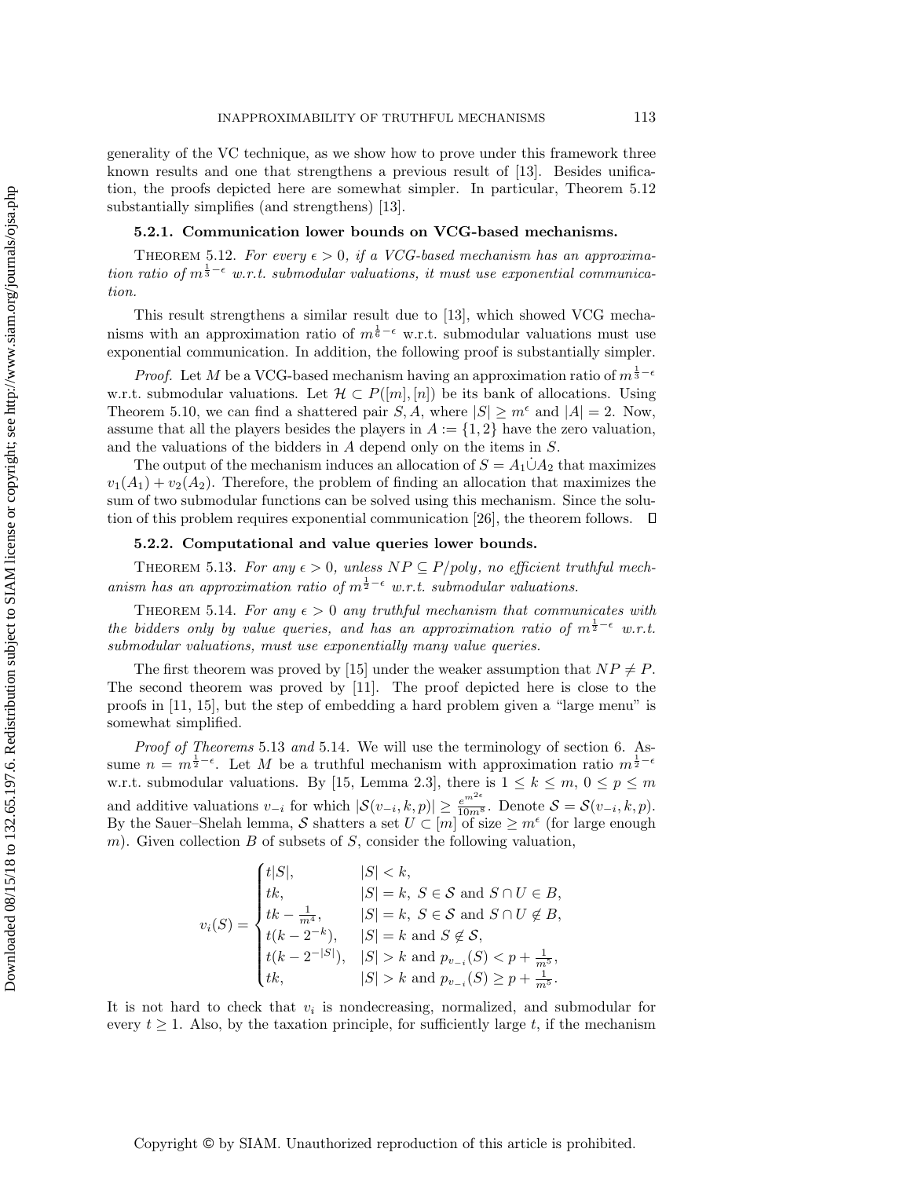generality of the VC technique, as we show how to prove under this framework three known results and one that strengthens a previous result of [13]. Besides unification, the proofs depicted here are somewhat simpler. In particular, Theorem 5.12 substantially simplifies (and strengthens) [13].

### 5.2.1. Communication lower bounds on VCG-based mechanisms.

THEOREM 5.12. *For every $\epsilon > 0$, if a VCG-based mechanism has an approximation ratio of $m^{\frac{1}{3}-\epsilon}$ w.r.t. submodular valuations, it must use exponential communication.*

This result strengthens a similar result due to [13], which showed VCG mechanisms with an approximation ratio of $m^{\frac{1}{6}-\epsilon}$ w.r.t. submodular valuations must use exponential communication. In addition, the following proof is substantially simpler.

*Proof.* Let $M$ be a VCG-based mechanism having an approximation ratio of $m^{\frac{1}{3}-\epsilon}$ w.r.t. submodular valuations. Let $\mathcal{H} \subset P([m],[n])$ be its bank of allocations. Using Theorem 5.10, we can find a shattered pair $S, A$, where $|S| \geq m^{\epsilon}$ and $|A| = 2$. Now, assume that all the players besides the players in $A := \{1, 2\}$ have the zero valuation, and the valuations of the bidders in $A$ depend only on the items in $S$.

The output of the mechanism induces an allocation of $S = A_1 \dot\cup A_2$ that maximizes $v_1(A_1) + v_2(A_2)$. Therefore, the problem of finding an allocation that maximizes the sum of two submodular functions can be solved using this mechanism. Since the solution of this problem requires exponential communication [26], the theorem follows. $\square$

### 5.2.2. Computational and value queries lower bounds.

THEOREM 5.13. *For any $\epsilon > 0$, unless $NP \subseteq P/poly$, no efficient truthful mechanism has an approximation ratio of $m^{\frac{1}{2}-\epsilon}$ w.r.t. submodular valuations.*

THEOREM 5.14. *For any $\epsilon > 0$ any truthful mechanism that communicates with the bidders only by value queries, and has an approximation ratio of $m^{\frac{1}{2}-\epsilon}$ w.r.t. submodular valuations, must use exponentially many value queries.*

The first theorem was proved by [15] under the weaker assumption that $NP \neq P$. The second theorem was proved by [11]. The proof depicted here is close to the proofs in [11, 15], but the step of embedding a hard problem given a "large menu" is somewhat simplified.

*Proof of Theorems* 5.13 *and* 5.14. We will use the terminology of section 6. Assume $n = m^{\frac{1}{2}-\epsilon}$. Let $M$ be a truthful mechanism with approximation ratio $m^{\frac{1}{2}-\epsilon}$ w.r.t. submodular valuations. By [15, Lemma 2.3], there is $1 \leq k \leq m$, $0 \leq p \leq m$ and additive valuations $v_{-i}$ for which $|\mathcal{S}(v_{-i}, k, p)| \geq \frac{e^{m^{2\epsilon}}}{10m^8}$. Denote $\mathcal{S} = \mathcal{S}(v_{-i}, k, p)$. By the Sauer–Shelah lemma, $\mathcal{S}$ shatters a set $U \subset [m]$ of size $\geq m^{\epsilon}$ (for large enough $m$). Given collection $B$ of subsets of $S$, consider the following valuation,

$$v_i(S) = \begin{cases} t|S|, & |S| < k, \\ tk, & |S| = k,\ S \in \mathcal{S} \text{ and } S \cap U \in B, \\ tk - \frac{1}{m^4}, & |S| = k,\ S \in \mathcal{S} \text{ and } S \cap U \notin B, \\ t(k - 2^{-k}), & |S| = k \text{ and } S \notin \mathcal{S}, \\ t(k - 2^{-|S|}), & |S| > k \text{ and } p_{v_{-i}}(S) < p + \frac{1}{m^5}, \\ tk, & |S| > k \text{ and } p_{v_{-i}}(S) \geq p + \frac{1}{m^5}. \end{cases}$$

It is not hard to check that $v_i$ is nondecreasing, normalized, and submodular for every $t \geq 1$. Also, by the taxation principle, for sufficiently large $t$, if the mechanism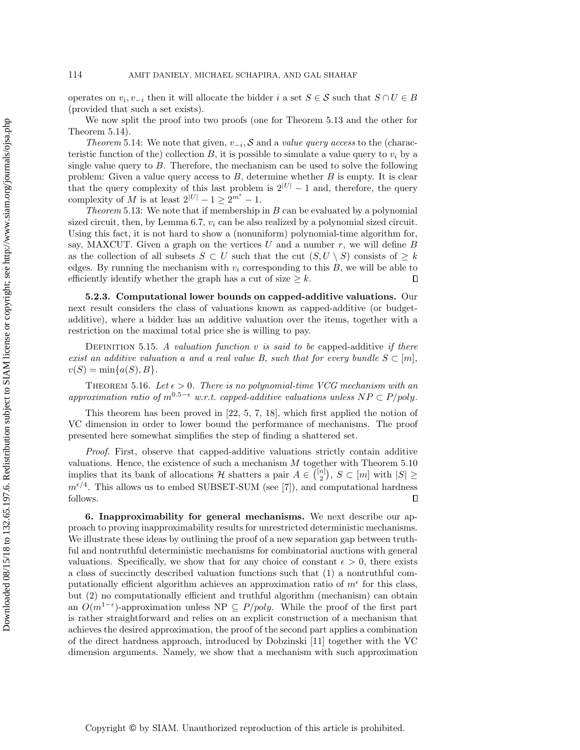operates on $v_i, v_{-i}$ then it will allocate the bidder $i$ a set $S \in \mathcal{S}$ such that $S \cap U \in B$ (provided that such a set exists).

We now split the proof into two proofs (one for Theorem 5.13 and the other for Theorem 5.14).

*Theorem* 5.14: We note that given, $v_{-i}, \mathcal{S}$ and a *value query access* to the (characteristic function of the) collection $B$, it is possible to simulate a value query to $v_i$ by a single value query to $B$. Therefore, the mechanism can be used to solve the following problem: Given a value query access to $B$, determine whether $B$ is empty. It is clear that the query complexity of this last problem is $2^{|U|} - 1$ and, therefore, the query complexity of $M$ is at least $2^{|U|} - 1 \geq 2^{m^\epsilon} - 1$.

*Theorem* 5.13: We note that if membership in $B$ can be evaluated by a polynomial sized circuit, then, by Lemma 6.7, $v_i$ can be also realized by a polynomial sized circuit. Using this fact, it is not hard to show a (nonuniform) polynomial-time algorithm for, say, MAXCUT. Given a graph on the vertices $U$ and a number $r$, we will define $B$ as the collection of all subsets $S \subset U$ such that the cut $(S, U \setminus S)$ consists of $\geq k$ edges. By running the mechanism with $v_i$ corresponding to this $B$, we will be able to efficiently identify whether the graph has a cut of size $\geq k$. ∎

**5.2.3. Computational lower bounds on capped-additive valuations.** Our next result considers the class of valuations known as capped-additive (or budget-additive), where a bidder has an additive valuation over the items, together with a restriction on the maximal total price she is willing to pay.

Definition 5.15. *A valuation function $v$ is said to be* capped-additive *if there exist an additive valuation $a$ and a real value $B$, such that for every bundle $S \subset [m]$, $v(S) = \min\{a(S), B\}$.*

Theorem 5.16. *Let $\epsilon > 0$. There is no polynomial-time VCG mechanism with an approximation ratio of $m^{0.5-\epsilon}$ w.r.t. capped-additive valuations unless $NP \subset P/poly$.*

This theorem has been proved in [22, 5, 7, 18], which first applied the notion of VC dimension in order to lower bound the performance of mechanisms. The proof presented here somewhat simplifies the step of finding a shattered set.

*Proof.* First, observe that capped-additive valuations strictly contain additive valuations. Hence, the existence of such a mechanism $M$ together with Theorem 5.10 implies that its bank of allocations $\mathcal{H}$ shatters a pair $A \in \binom{[n]}{2}$, $S \subset [m]$ with $|S| \geq m^{\epsilon/4}$. This allows us to embed SUBSET-SUM (see [7]), and computational hardness follows. ∎

**6. Inapproximability for general mechanisms.** We next describe our approach to proving inapproximability results for unrestricted deterministic mechanisms. We illustrate these ideas by outlining the proof of a new separation gap between truthful and nontruthful deterministic mechanisms for combinatorial auctions with general valuations. Specifically, we show that for any choice of constant $\epsilon > 0$, there exists a class of succinctly described valuation functions such that (1) a nontruthful computationally efficient algorithm achieves an approximation ratio of $m^\epsilon$ for this class, but (2) no computationally efficient and truthful algorithm (mechanism) can obtain an $O(m^{1-\epsilon})$-approximation unless NP $\subseteq P/poly$. While the proof of the first part is rather straightforward and relies on an explicit construction of a mechanism that achieves the desired approximation, the proof of the second part applies a combination of the direct hardness approach, introduced by Dobzinski [11] together with the VC dimension arguments. Namely, we show that a mechanism with such approximation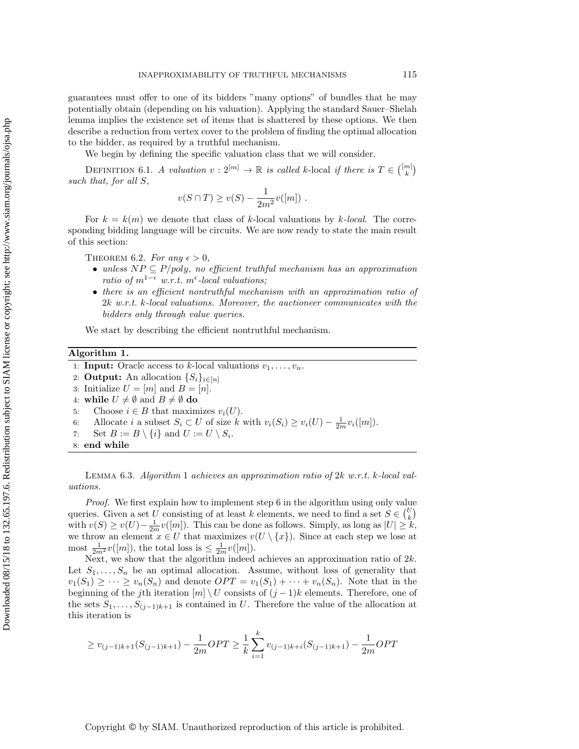guarantees must offer to one of its bidders "many options" of bundles that he may potentially obtain (depending on his valuation). Applying the standard Sauer–Shelah lemma implies the existence set of items that is shattered by these options. We then describe a reduction from vertex cover to the problem of finding the optimal allocation to the bidder, as required by a truthful mechanism.

We begin by defining the specific valuation class that we will consider.

Definition 6.1. *A valuation $v : 2^{[m]} \to \mathbb{R}$ is called* $k$-local *if there is $T \in \binom{[m]}{k}$ such that, for all $S$,*

$$v(S \cap T) \geq v(S) - \frac{1}{2m^2} v([m]) \ .$$

For $k = k(m)$ we denote that class of $k$-local valuations by *$k$-local*. The corresponding bidding language will be circuits. We are now ready to state the main result of this section:

Theorem 6.2. *For any $\epsilon > 0$,*

- *unless $NP \subseteq P/poly$, no efficient truthful mechanism has an approximation ratio of $m^{1-\epsilon}$ w.r.t. $m^{\epsilon}$-local valuations;*
- *there is an efficient nontruthful mechanism with an approximation ratio of $2k$ w.r.t. $k$-local valuations. Moreover, the auctioneer communicates with the bidders only through value queries.*

We start by describing the efficient nontruthful mechanism.

**Algorithm 1.**

1: **Input:** Oracle access to $k$-local valuations $v_1, \ldots, v_n$.
2: **Output:** An allocation $\{S_i\}_{i \in [n]}$
3: Initialize $U = [m]$ and $B = [n]$.
4: **while** $U \neq \emptyset$ and $B \neq \emptyset$ **do**
5: Choose $i \in B$ that maximizes $v_i(U)$.
6: Allocate $i$ a subset $S_i \subset U$ of size $k$ with $v_i(S_i) \geq v_i(U) - \frac{1}{2m} v_i([m])$.
7: Set $B := B \setminus \{i\}$ and $U := U \setminus S_i$.
8: **end while**

Lemma 6.3. *Algorithm* 1 *achieves an approximation ratio of $2k$ w.r.t. $k$-local valuations.*

*Proof.* We first explain how to implement step 6 in the algorithm using only value queries. Given a set $U$ consisting of at least $k$ elements, we need to find a set $S \in \binom{U}{k}$ with $v(S) \geq v(U) - \frac{1}{2m} v([m])$. This can be done as follows. Simply, as long as $|U| \geq k$, we throw an element $x \in U$ that maximizes $v(U \setminus \{x\})$. Since at each step we lose at most $\frac{1}{2m^2} v([m])$, the total loss is $\leq \frac{1}{2m} v([m])$.

Next, we show that the algorithm indeed achieves an approximation ratio of $2k$. Let $S_1, \ldots, S_n$ be an optimal allocation. Assume, without loss of generality that $v_1(S_1) \geq \cdots \geq v_n(S_n)$ and denote $OPT = v_1(S_1) + \cdots + v_n(S_n)$. Note that in the beginning of the $j$th iteration $[m] \setminus U$ consists of $(j-1)k$ elements. Therefore, one of the sets $S_1, \ldots, S_{(j-1)k+1}$ is contained in $U$. Therefore the value of the allocation at this iteration is

$$\geq v_{(j-1)k+1}(S_{(j-1)k+1}) - \frac{1}{2m} OPT \geq \frac{1}{k} \sum_{i=1}^{k} v_{(j-1)k+i}(S_{(j-1)k+1}) - \frac{1}{2m} OPT$$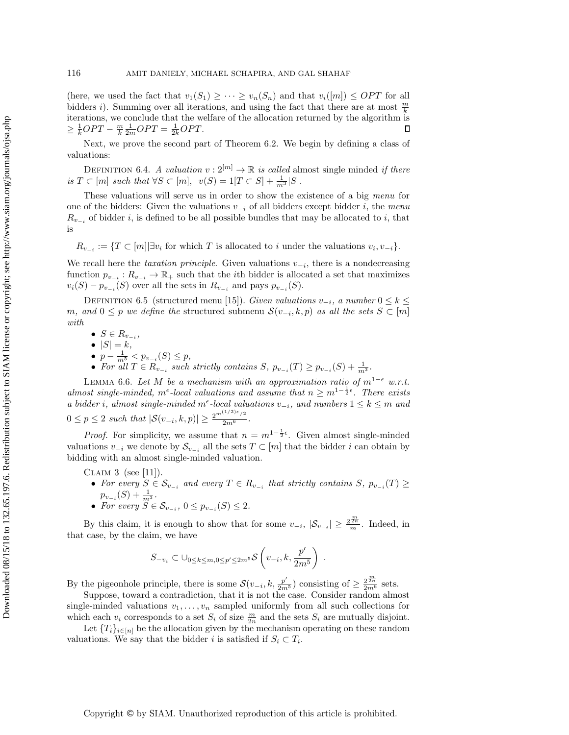(here, we used the fact that $v_1(S_1) \geq \cdots \geq v_n(S_n)$ and that $v_i([m]) \leq OPT$ for all bidders $i$). Summing over all iterations, and using the fact that there are at most $\frac{m}{k}$ iterations, we conclude that the welfare of the allocation returned by the algorithm is $\geq \frac{1}{k}OPT - \frac{m}{k}\frac{1}{2m}OPT = \frac{1}{2k}OPT$. ∎

Next, we prove the second part of Theorem 6.2. We begin by defining a class of valuations:

DEFINITION 6.4. *A valuation $v : 2^{[m]} \to \mathbb{R}$ is called* almost single minded *if there is $T \subset [m]$ such that $\forall S \subset [m]$, $v(S) = 1[T \subset S] + \frac{1}{m^3}|S|$.*

These valuations will serve us in order to show the existence of a big *menu* for one of the bidders: Given the valuations $v_{-i}$ of all bidders except bidder $i$, the *menu* $R_{v_{-i}}$ of bidder $i$, is defined to be all possible bundles that may be allocated to $i$, that is

$R_{v_{-i}} := \{T \subset [m] | \exists v_i$ for which $T$ is allocated to $i$ under the valuations $v_i, v_{-i}\}$.

We recall here the *taxation principle*. Given valuations $v_{-i}$, there is a nondecreasing function $p_{v_{-i}} : R_{v_{-i}} \to \mathbb{R}_+$ such that the $i$th bidder is allocated a set that maximizes $v_i(S) - p_{v_{-i}}(S)$ over all the sets in $R_{v_{-i}}$ and pays $p_{v_{-i}}(S)$.

DEFINITION 6.5 (structured menu [15]). *Given valuations $v_{-i}$, a number $0 \leq k \leq m$, and $0 \leq p$ we define the* structured submenu $\mathcal{S}(v_{-i}, k, p)$ *as all the sets $S \subset [m]$ with*

- $S \in R_{v_{-i}}$,
- $|S| = k$,
- $p - \frac{1}{m^5} < p_{v_{-i}}(S) \leq p$,
- *For all $T \in R_{v_{-i}}$ such strictly contains $S$, $p_{v_{-i}}(T) \geq p_{v_{-i}}(S) + \frac{1}{m^3}$.*

LEMMA 6.6. *Let $M$ be a mechanism with an approximation ratio of $m^{1-\epsilon}$ w.r.t. almost single-minded, $m^\epsilon$-local valuations and assume that $n \geq m^{1-\frac{1}{2}\epsilon}$. There exists a bidder $i$, almost single-minded $m^\epsilon$-local valuations $v_{-i}$, and numbers $1 \leq k \leq m$ and $0 \leq p \leq 2$ such that $|\mathcal{S}(v_{-i}, k, p)| \geq \frac{2^{m^{(1/2)\epsilon}/2}}{2m^6}$.*

*Proof.* For simplicity, we assume that $n = m^{1-\frac{1}{2}\epsilon}$. Given almost single-minded valuations $v_{-i}$ we denote by $\mathcal{S}_{v_{-i}}$ all the sets $T \subset [m]$ that the bidder $i$ can obtain by bidding with an almost single-minded valuation.

CLAIM 3 (see [11]).

- *For every $S \in \mathcal{S}_{v_{-i}}$ and every $T \in R_{v_{-i}}$ that strictly contains $S$, $p_{v_{-i}}(T) \geq p_{v_{-i}}(S) + \frac{1}{m^3}$.*
- *For every $S \in \mathcal{S}_{v_{-i}}$, $0 \leq p_{v_{-i}}(S) \leq 2$.*

By this claim, it is enough to show that for some $v_{-i}$, $|\mathcal{S}_{v_{-i}}| \geq \frac{2^{\frac{m}{2n}}}{m}$. Indeed, in that case, by the claim, we have

$$S_{-v_i} \subset \cup_{0 \leq k \leq m, 0 \leq p' \leq 2m^5} \mathcal{S}\left(v_{-i}, k, \frac{p'}{2m^5}\right) .$$

By the pigeonhole principle, there is some $\mathcal{S}(v_{-i}, k, \frac{p'}{2m^5})$ consisting of $\geq \frac{2^{\frac{m}{2n}}}{2m^6}$ sets.

Suppose, toward a contradiction, that it is not the case. Consider random almost single-minded valuations $v_1, \ldots, v_n$ sampled uniformly from all such collections for which each $v_i$ corresponds to a set $S_i$ of size $\frac{m}{2n}$ and the sets $S_i$ are mutually disjoint.

Let $\{T_i\}_{i \in [n]}$ be the allocation given by the mechanism operating on these random valuations. We say that the bidder $i$ is satisfied if $S_i \subset T_i$.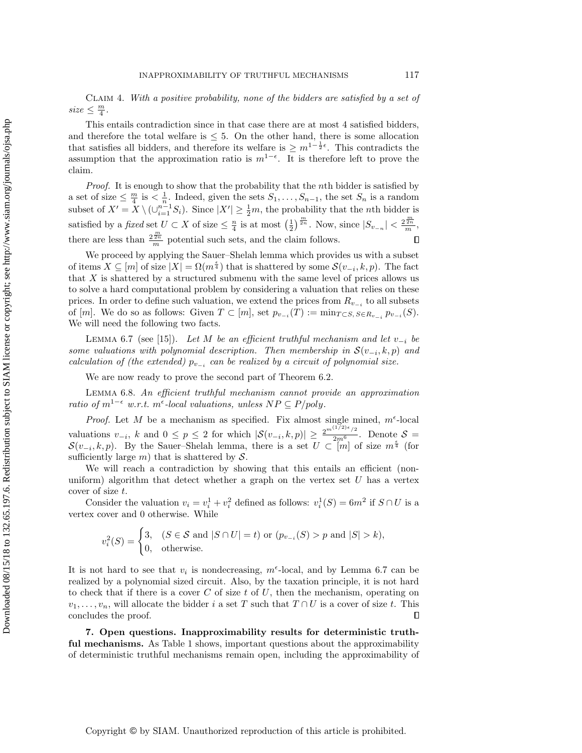Claim 4. *With a positive probability, none of the bidders are satisfied by a set of size* $\leq \frac{m}{4}$.

This entails contradiction since in that case there are at most 4 satisfied bidders, and therefore the total welfare is $\leq 5$. On the other hand, there is some allocation that satisfies all bidders, and therefore its welfare is $\geq m^{1-\frac{1}{2}\epsilon}$. This contradicts the assumption that the approximation ratio is $m^{1-\epsilon}$. It is therefore left to prove the claim.

*Proof.* It is enough to show that the probability that the $n$th bidder is satisfied by a set of size $\leq \frac{m}{4}$ is $< \frac{1}{n}$. Indeed, given the sets $S_1, \ldots, S_{n-1}$, the set $S_n$ is a random subset of $X' = X \setminus (\cup_{i=1}^{n-1} S_i)$. Since $|X'| \geq \frac{1}{2}m$, the probability that the $n$th bidder is satisfied by a *fixed* set $U \subset X$ of size $\leq \frac{n}{4}$ is at most $\left(\frac{1}{2}\right)^{\frac{m}{2n}}$. Now, since $|S_{v_{-n}}| < \frac{2^{\frac{m}{2n}}}{m}$, there are less than $\frac{2^{\frac{m}{2n}}}{m}$ potential such sets, and the claim follows. ∎

We proceed by applying the Sauer–Shelah lemma which provides us with a subset of items $X \subseteq [m]$ of size $|X| = \Omega(m^{\frac{\epsilon}{4}})$ that is shattered by some $\mathcal{S}(v_{-i}, k, p)$. The fact that $X$ is shattered by a structured submenu with the same level of prices allows us to solve a hard computational problem by considering a valuation that relies on these prices. In order to define such valuation, we extend the prices from $R_{v_{-i}}$ to all subsets of $[m]$. We do so as follows: Given $T \subset [m]$, set $p_{v_{-i}}(T) := \min_{T \subset S,\, S \in R_{v_{-i}}} p_{v_{-i}}(S)$. We will need the following two facts.

Lemma 6.7 (see [15]). *Let $M$ be an efficient truthful mechanism and let $v_{-i}$ be some valuations with polynomial description. Then membership in $\mathcal{S}(v_{-i}, k, p)$ and calculation of (the extended) $p_{v_{-i}}$ can be realized by a circuit of polynomial size.*

We are now ready to prove the second part of Theorem 6.2.

Lemma 6.8. *An efficient truthful mechanism cannot provide an approximation ratio of $m^{1-\epsilon}$ w.r.t. $m^{\epsilon}$-local valuations, unless $NP \subseteq P/poly$.*

*Proof.* Let $M$ be a mechanism as specified. Fix almost single mined, $m^{\epsilon}$-local valuations $v_{-i}$, $k$ and $0 \leq p \leq 2$ for which $|\mathcal{S}(v_{-i}, k, p)| \geq \frac{2^{m^{(1/2)\epsilon}/2}}{2m^6}$. Denote $\mathcal{S} = \mathcal{S}(v_{-i}, k, p)$. By the Sauer–Shelah lemma, there is a set $U \subset [m]$ of size $m^{\frac{\epsilon}{4}}$ (for sufficiently large $m$) that is shattered by $\mathcal{S}$.

We will reach a contradiction by showing that this entails an efficient (nonuniform) algorithm that detect whether a graph on the vertex set $U$ has a vertex cover of size $t$.

Consider the valuation $v_i = v_i^1 + v_i^2$ defined as follows: $v_i^1(S) = 6m^2$ if $S \cap U$ is a vertex cover and 0 otherwise. While

$$v_i^2(S) = \begin{cases} 3, & (S \in \mathcal{S} \text{ and } |S \cap U| = t) \text{ or } (p_{v_{-i}}(S) > p \text{ and } |S| > k), \\ 0, & \text{otherwise.} \end{cases}$$

It is not hard to see that $v_i$ is nondecreasing, $m^{\epsilon}$-local, and by Lemma 6.7 can be realized by a polynomial sized circuit. Also, by the taxation principle, it is not hard to check that if there is a cover $C$ of size $t$ of $U$, then the mechanism, operating on $v_1, \ldots, v_n$, will allocate the bidder $i$ a set $T$ such that $T \cap U$ is a cover of size $t$. This concludes the proof. ∎

**7. Open questions. Inapproximability results for deterministic truthful mechanisms.** As Table 1 shows, important questions about the approximability of deterministic truthful mechanisms remain open, including the approximability of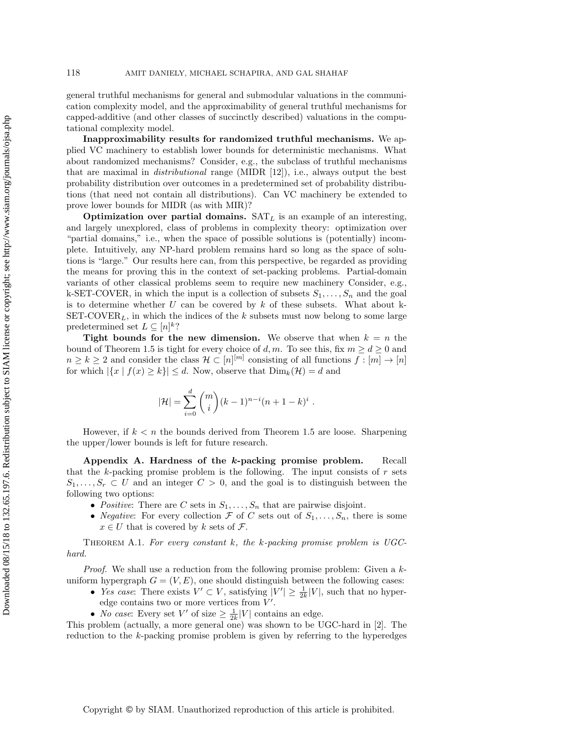general truthful mechanisms for general and submodular valuations in the communication complexity model, and the approximability of general truthful mechanisms for capped-additive (and other classes of succinctly described) valuations in the computational complexity model.

**Inapproximability results for randomized truthful mechanisms.** We applied VC machinery to establish lower bounds for deterministic mechanisms. What about randomized mechanisms? Consider, e.g., the subclass of truthful mechanisms that are maximal in *distributional* range (MIDR [12]), i.e., always output the best probability distribution over outcomes in a predetermined set of probability distributions (that need not contain all distributions). Can VC machinery be extended to prove lower bounds for MIDR (as with MIR)?

**Optimization over partial domains.** $\text{SAT}_L$ is an example of an interesting, and largely unexplored, class of problems in complexity theory: optimization over "partial domains," i.e., when the space of possible solutions is (potentially) incomplete. Intuitively, any NP-hard problem remains hard so long as the space of solutions is "large." Our results here can, from this perspective, be regarded as providing the means for proving this in the context of set-packing problems. Partial-domain variants of other classical problems seem to require new machinery Consider, e.g., k-SET-COVER, in which the input is a collection of subsets $S_1, \ldots, S_n$ and the goal is to determine whether $U$ can be covered by $k$ of these subsets. What about k-$\text{SET-COVER}_L$, in which the indices of the $k$ subsets must now belong to some large predetermined set $L \subseteq [n]^k$?

**Tight bounds for the new dimension.** We observe that when $k = n$ the bound of Theorem 1.5 is tight for every choice of $d, m$. To see this, fix $m \geq d \geq 0$ and $n \geq k \geq 2$ and consider the class $\mathcal{H} \subset [n]^{[m]}$ consisting of all functions $f : [m] \to [n]$ for which $|\{x \mid f(x) \geq k\}| \leq d$. Now, observe that $\text{Dim}_k(\mathcal{H}) = d$ and

$$|\mathcal{H}| = \sum_{i=0}^{d} \binom{m}{i} (k-1)^{n-i}(n+1-k)^i \ .$$

However, if $k < n$ the bounds derived from Theorem 1.5 are loose. Sharpening the upper/lower bounds is left for future research.

## Appendix A. Hardness of the $k$-packing promise problem.

Recall that the $k$-packing promise problem is the following. The input consists of $r$ sets $S_1, \ldots, S_r \subset U$ and an integer $C > 0$, and the goal is to distinguish between the following two options:

- *Positive*: There are $C$ sets in $S_1, \ldots, S_n$ that are pairwise disjoint.
- *Negative*: For every collection $\mathcal{F}$ of $C$ sets out of $S_1, \ldots, S_n$, there is some $x \in U$ that is covered by $k$ sets of $\mathcal{F}$.

THEOREM A.1. *For every constant $k$, the $k$-packing promise problem is UGC-hard.*

*Proof.* We shall use a reduction from the following promise problem: Given a $k$-uniform hypergraph $G = (V, E)$, one should distinguish between the following cases:

- *Yes case*: There exists $V' \subset V$, satisfying $|V'| \geq \frac{1}{2k}|V|$, such that no hyperedge contains two or more vertices from $V'$.
- *No case*: Every set $V'$ of size $\geq \frac{1}{2k}|V|$ contains an edge.

This problem (actually, a more general one) was shown to be UGC-hard in [2]. The reduction to the $k$-packing promise problem is given by referring to the hyperedges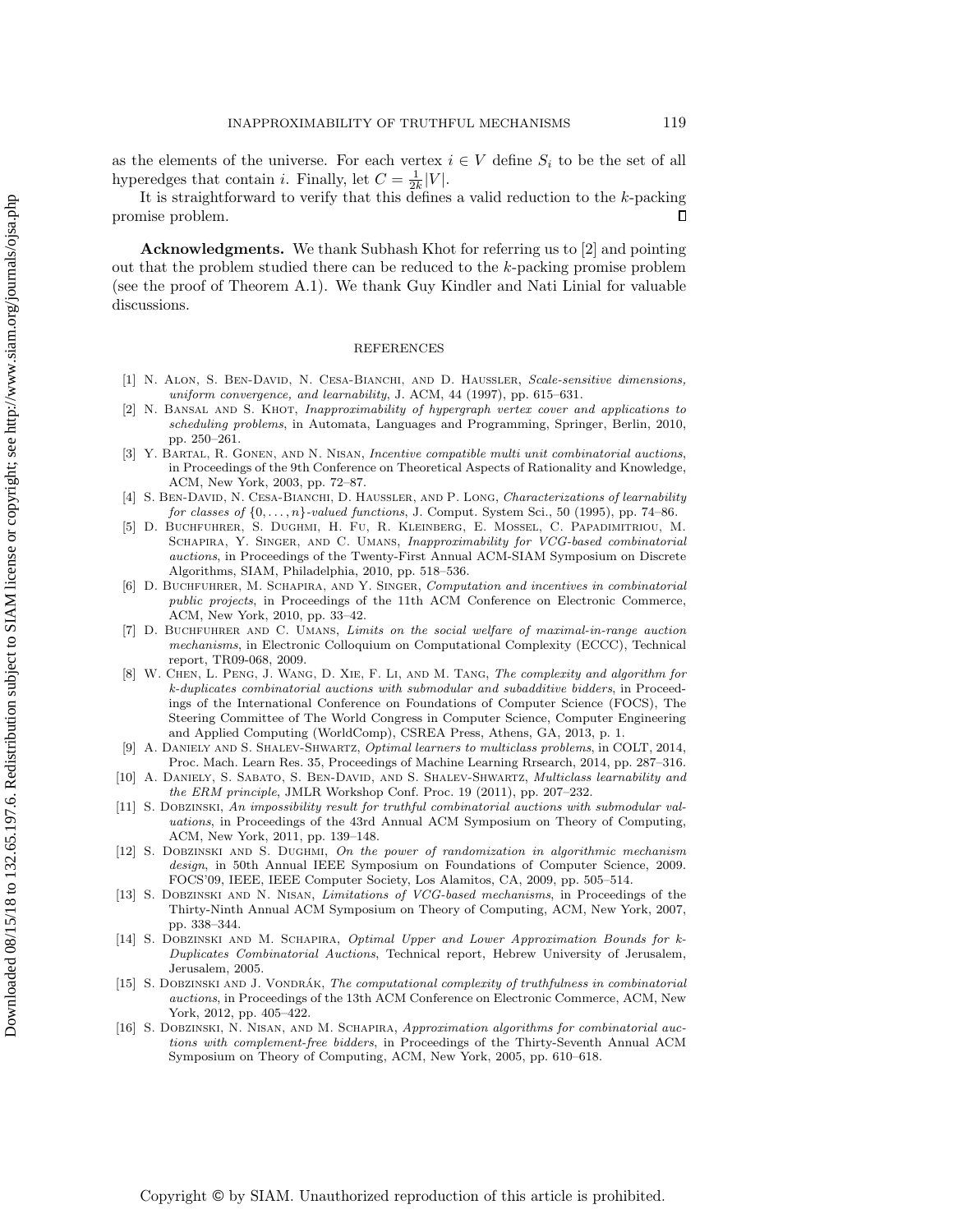as the elements of the universe. For each vertex $i \in V$ define $S_i$ to be the set of all hyperedges that contain $i$. Finally, let $C = \frac{1}{2k}|V|$.

It is straightforward to verify that this defines a valid reduction to the $k$-packing promise problem. ∎

**Acknowledgments.** We thank Subhash Khot for referring us to [2] and pointing out that the problem studied there can be reduced to the $k$-packing promise problem (see the proof of Theorem A.1). We thank Guy Kindler and Nati Linial for valuable discussions.

## REFERENCES

[1] N. Alon, S. Ben-David, N. Cesa-Bianchi, and D. Haussler, *Scale-sensitive dimensions, uniform convergence, and learnability*, J. ACM, 44 (1997), pp. 615–631.

[2] N. Bansal and S. Khot, *Inapproximability of hypergraph vertex cover and applications to scheduling problems*, in Automata, Languages and Programming, Springer, Berlin, 2010, pp. 250–261.

[3] Y. Bartal, R. Gonen, and N. Nisan, *Incentive compatible multi unit combinatorial auctions*, in Proceedings of the 9th Conference on Theoretical Aspects of Rationality and Knowledge, ACM, New York, 2003, pp. 72–87.

[4] S. Ben-David, N. Cesa-Bianchi, D. Haussler, and P. Long, *Characterizations of learnability for classes of $\{0, \ldots, n\}$-valued functions*, J. Comput. System Sci., 50 (1995), pp. 74–86.

[5] D. Buchfuhrer, S. Dughmi, H. Fu, R. Kleinberg, E. Mossel, C. Papadimitriou, M. Schapira, Y. Singer, and C. Umans, *Inapproximability for VCG-based combinatorial auctions*, in Proceedings of the Twenty-First Annual ACM-SIAM Symposium on Discrete Algorithms, SIAM, Philadelphia, 2010, pp. 518–536.

[6] D. Buchfuhrer, M. Schapira, and Y. Singer, *Computation and incentives in combinatorial public projects*, in Proceedings of the 11th ACM Conference on Electronic Commerce, ACM, New York, 2010, pp. 33–42.

[7] D. Buchfuhrer and C. Umans, *Limits on the social welfare of maximal-in-range auction mechanisms*, in Electronic Colloquium on Computational Complexity (ECCC), Technical report, TR09-068, 2009.

[8] W. Chen, L. Peng, J. Wang, D. Xie, F. Li, and M. Tang, *The complexity and algorithm for k-duplicates combinatorial auctions with submodular and subadditive bidders*, in Proceedings of the International Conference on Foundations of Computer Science (FOCS), The Steering Committee of The World Congress in Computer Science, Computer Engineering and Applied Computing (WorldComp), CSREA Press, Athens, GA, 2013, p. 1.

[9] A. Daniely and S. Shalev-Shwartz, *Optimal learners to multiclass problems*, in COLT, 2014, Proc. Mach. Learn Res. 35, Proceedings of Machine Learning Rrsearch, 2014, pp. 287–316.

[10] A. Daniely, S. Sabato, S. Ben-David, and S. Shalev-Shwartz, *Multiclass learnability and the ERM principle*, JMLR Workshop Conf. Proc. 19 (2011), pp. 207–232.

[11] S. Dobzinski, *An impossibility result for truthful combinatorial auctions with submodular valuations*, in Proceedings of the 43rd Annual ACM Symposium on Theory of Computing, ACM, New York, 2011, pp. 139–148.

[12] S. Dobzinski and S. Dughmi, *On the power of randomization in algorithmic mechanism design*, in 50th Annual IEEE Symposium on Foundations of Computer Science, 2009. FOCS'09, IEEE, IEEE Computer Society, Los Alamitos, CA, 2009, pp. 505–514.

[13] S. Dobzinski and N. Nisan, *Limitations of VCG-based mechanisms*, in Proceedings of the Thirty-Ninth Annual ACM Symposium on Theory of Computing, ACM, New York, 2007, pp. 338–344.

[14] S. Dobzinski and M. Schapira, *Optimal Upper and Lower Approximation Bounds for k-Duplicates Combinatorial Auctions*, Technical report, Hebrew University of Jerusalem, Jerusalem, 2005.

[15] S. Dobzinski and J. Vondrák, *The computational complexity of truthfulness in combinatorial auctions*, in Proceedings of the 13th ACM Conference on Electronic Commerce, ACM, New York, 2012, pp. 405–422.

[16] S. Dobzinski, N. Nisan, and M. Schapira, *Approximation algorithms for combinatorial auctions with complement-free bidders*, in Proceedings of the Thirty-Seventh Annual ACM Symposium on Theory of Computing, ACM, New York, 2005, pp. 610–618.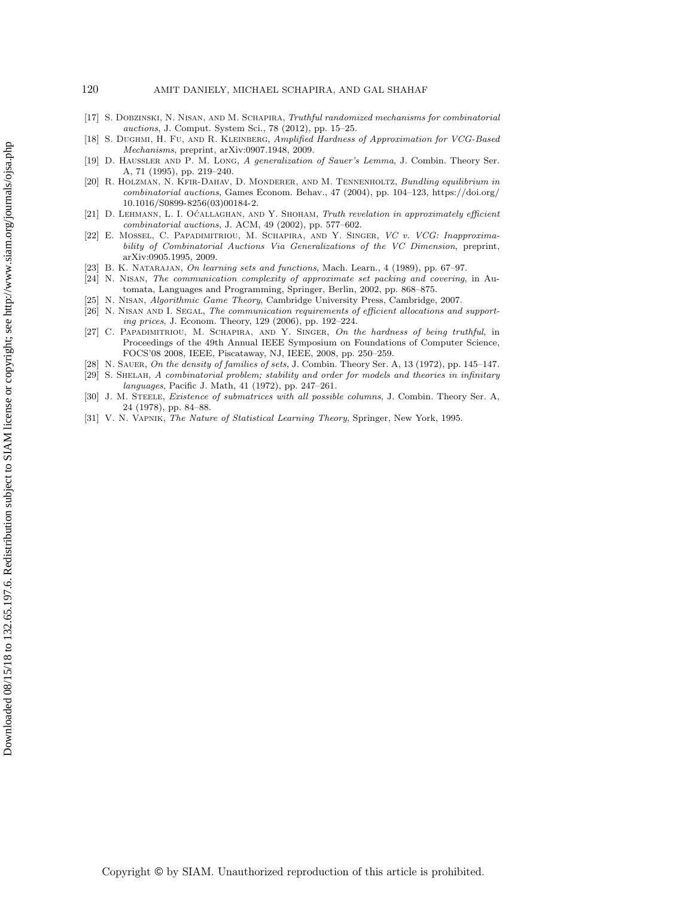[17] S. Dobzinski, N. Nisan, and M. Schapira, *Truthful randomized mechanisms for combinatorial auctions*, J. Comput. System Sci., 78 (2012), pp. 15–25.

[18] S. Dughmi, H. Fu, and R. Kleinberg, *Amplified Hardness of Approximation for VCG-Based Mechanisms*, preprint, arXiv:0907.1948, 2009.

[19] D. Haussler and P. M. Long, *A generalization of Sauer's Lemma*, J. Combin. Theory Ser. A, 71 (1995), pp. 219–240.

[20] R. Holzman, N. Kfir-Dahav, D. Monderer, and M. Tennenholtz, *Bundling equilibrium in combinatorial auctions*, Games Econom. Behav., 47 (2004), pp. 104–123, https://doi.org/10.1016/S0899-8256(03)00184-2.

[21] D. Lehmann, L. I. Oćallaghan, and Y. Shoham, *Truth revelation in approximately efficient combinatorial auctions*, J. ACM, 49 (2002), pp. 577–602.

[22] E. Mossel, C. Papadimitriou, M. Schapira, and Y. Singer, *VC v. VCG: Inapproximability of Combinatorial Auctions Via Generalizations of the VC Dimension*, preprint, arXiv:0905.1995, 2009.

[23] B. K. Natarajan, *On learning sets and functions*, Mach. Learn., 4 (1989), pp. 67–97.

[24] N. Nisan, *The communication complexity of approximate set packing and covering*, in Automata, Languages and Programming, Springer, Berlin, 2002, pp. 868–875.

[25] N. Nisan, *Algorithmic Game Theory*, Cambridge University Press, Cambridge, 2007.

[26] N. Nisan and I. Segal, *The communication requirements of efficient allocations and supporting prices*, J. Econom. Theory, 129 (2006), pp. 192–224.

[27] C. Papadimitriou, M. Schapira, and Y. Singer, *On the hardness of being truthful*, in Proceedings of the 49th Annual IEEE Symposium on Foundations of Computer Science, FOCS'08 2008, IEEE, Piscataway, NJ, IEEE, 2008, pp. 250–259.

[28] N. Sauer, *On the density of families of sets*, J. Combin. Theory Ser. A, 13 (1972), pp. 145–147.

[29] S. Shelah, *A combinatorial problem; stability and order for models and theories in infinitary languages*, Pacific J. Math, 41 (1972), pp. 247–261.

[30] J. M. Steele, *Existence of submatrices with all possible columns*, J. Combin. Theory Ser. A, 24 (1978), pp. 84–88.

[31] V. N. Vapnik, *The Nature of Statistical Learning Theory*, Springer, New York, 1995.